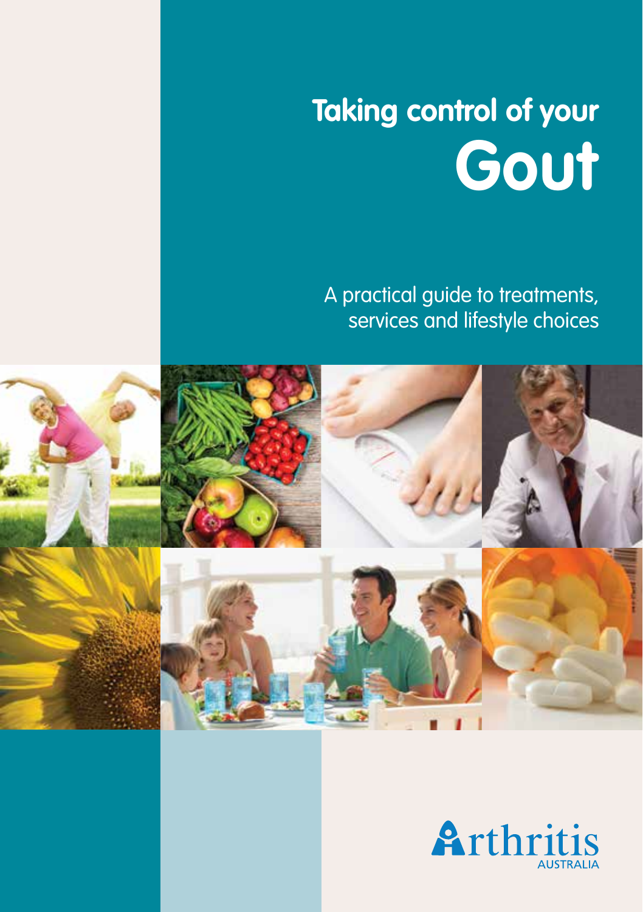# Taking control of your Gout

A practical guide to treatments, services and lifestyle choices

Arthritis AUSTRALIA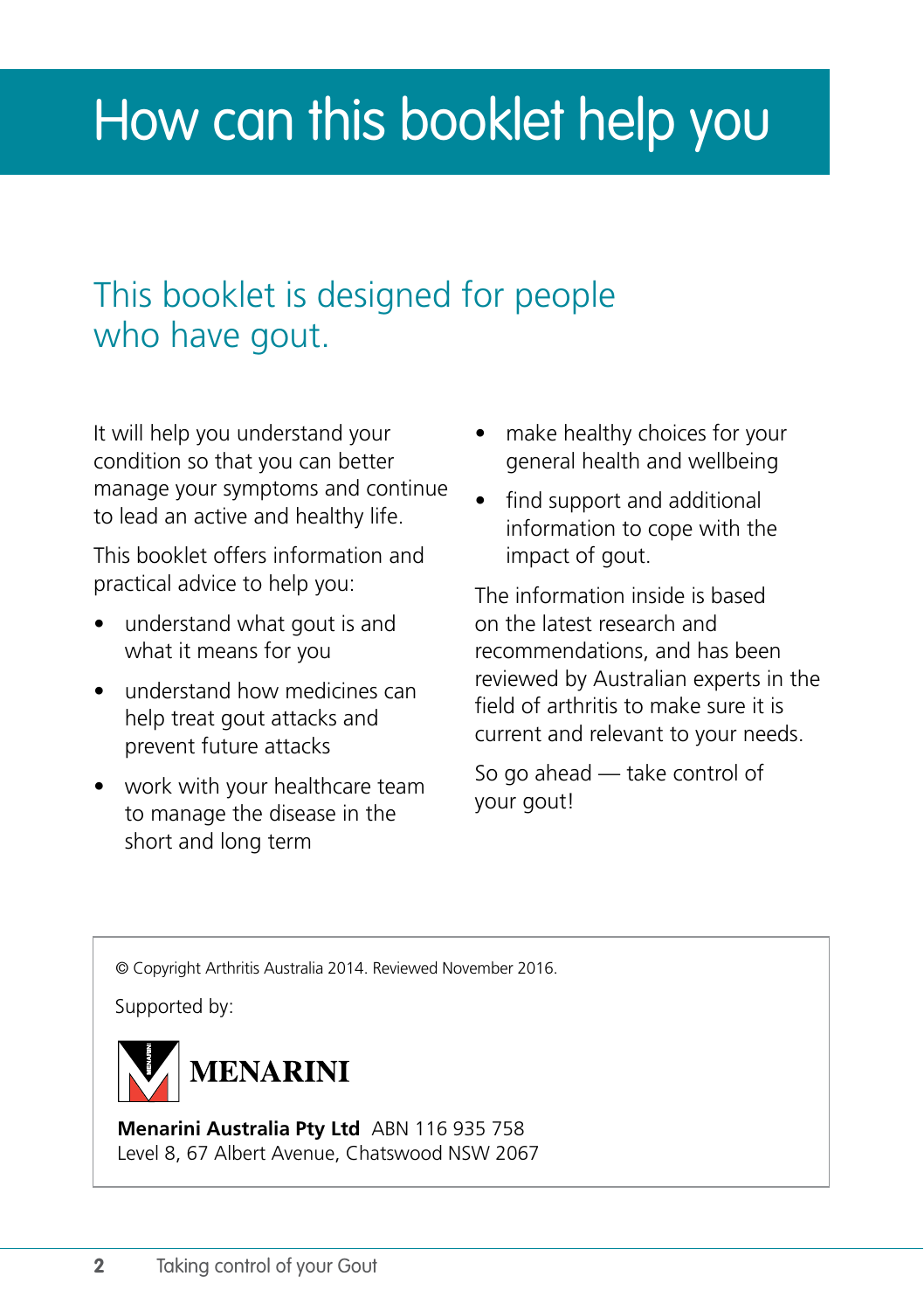# How can this booklet help you

## This booklet is designed for people who have gout.

It will help you understand your condition so that you can better manage your symptoms and continue to lead an active and healthy life.

This booklet offers information and practical advice to help you:

- understand what gout is and what it means for you
- understand how medicines can help treat gout attacks and prevent future attacks
- work with your healthcare team to manage the disease in the short and long term
- make healthy choices for your general health and wellbeing
- find support and additional information to cope with the impact of gout.

The information inside is based on the latest research and recommendations, and has been reviewed by Australian experts in the field of arthritis to make sure it is current and relevant to your needs.

So go ahead — take control of your gout!

© Copyright Arthritis Australia 2014. Reviewed November 2016.

Supported by:

MENARINI

**Menarini Australia Pty Ltd** ABN 116 935 758
Level 8, 67 Albert Avenue, Chatswood NSW 2067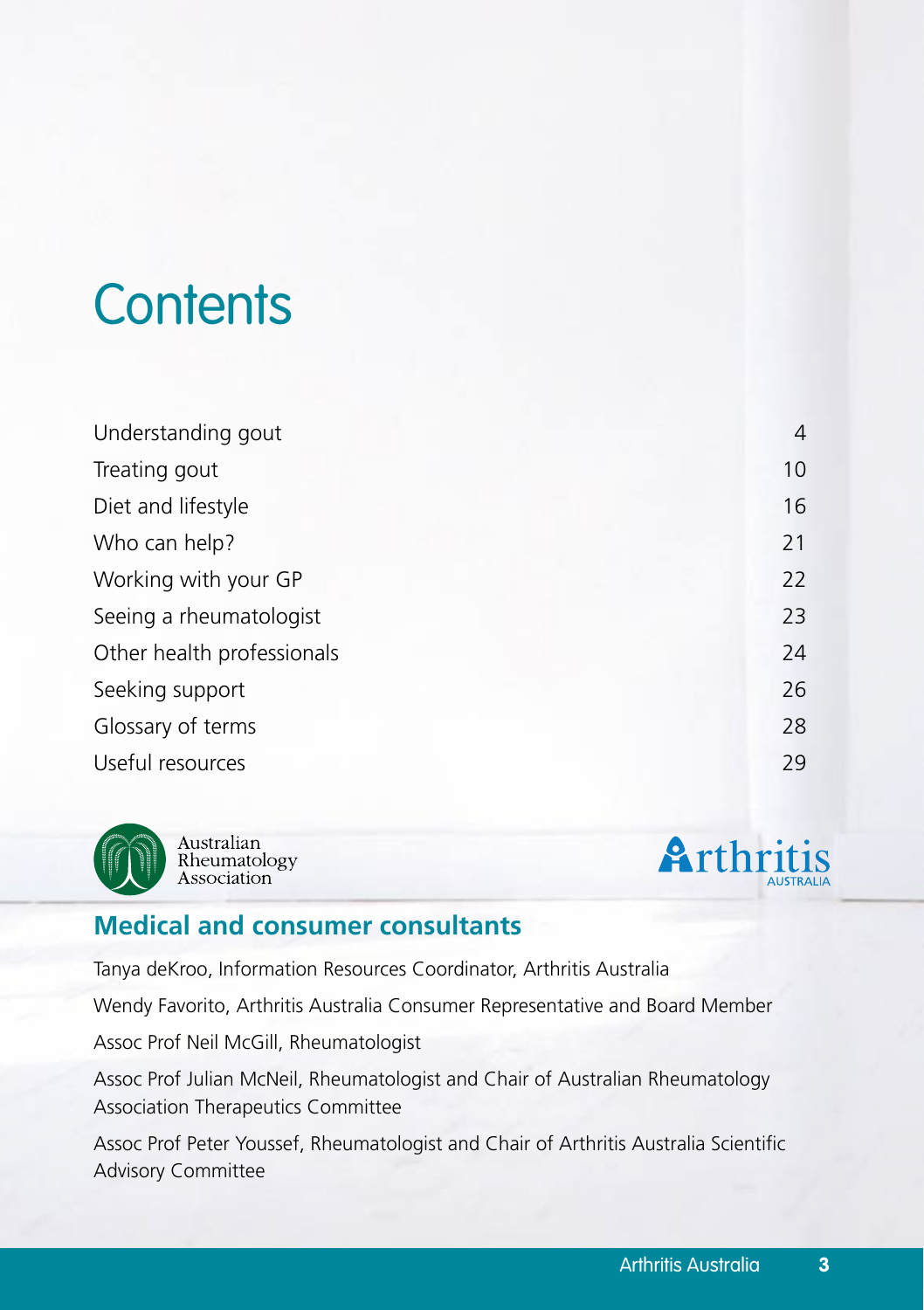# Contents

| | |
|---|---|
| Understanding gout | 4 |
| Treating gout | 10 |
| Diet and lifestyle | 16 |
| Who can help? | 21 |
| Working with your GP | 22 |
| Seeing a rheumatologist | 23 |
| Other health professionals | 24 |
| Seeking support | 26 |
| Glossary of terms | 28 |
| Useful resources | 29 |

Australian Rheumatology Association

Arthritis Australia

## Medical and consumer consultants

Tanya deKroo, Information Resources Coordinator, Arthritis Australia

Wendy Favorito, Arthritis Australia Consumer Representative and Board Member

Assoc Prof Neil McGill, Rheumatologist

Assoc Prof Julian McNeil, Rheumatologist and Chair of Australian Rheumatology Association Therapeutics Committee

Assoc Prof Peter Youssef, Rheumatologist and Chair of Arthritis Australia Scientific Advisory Committee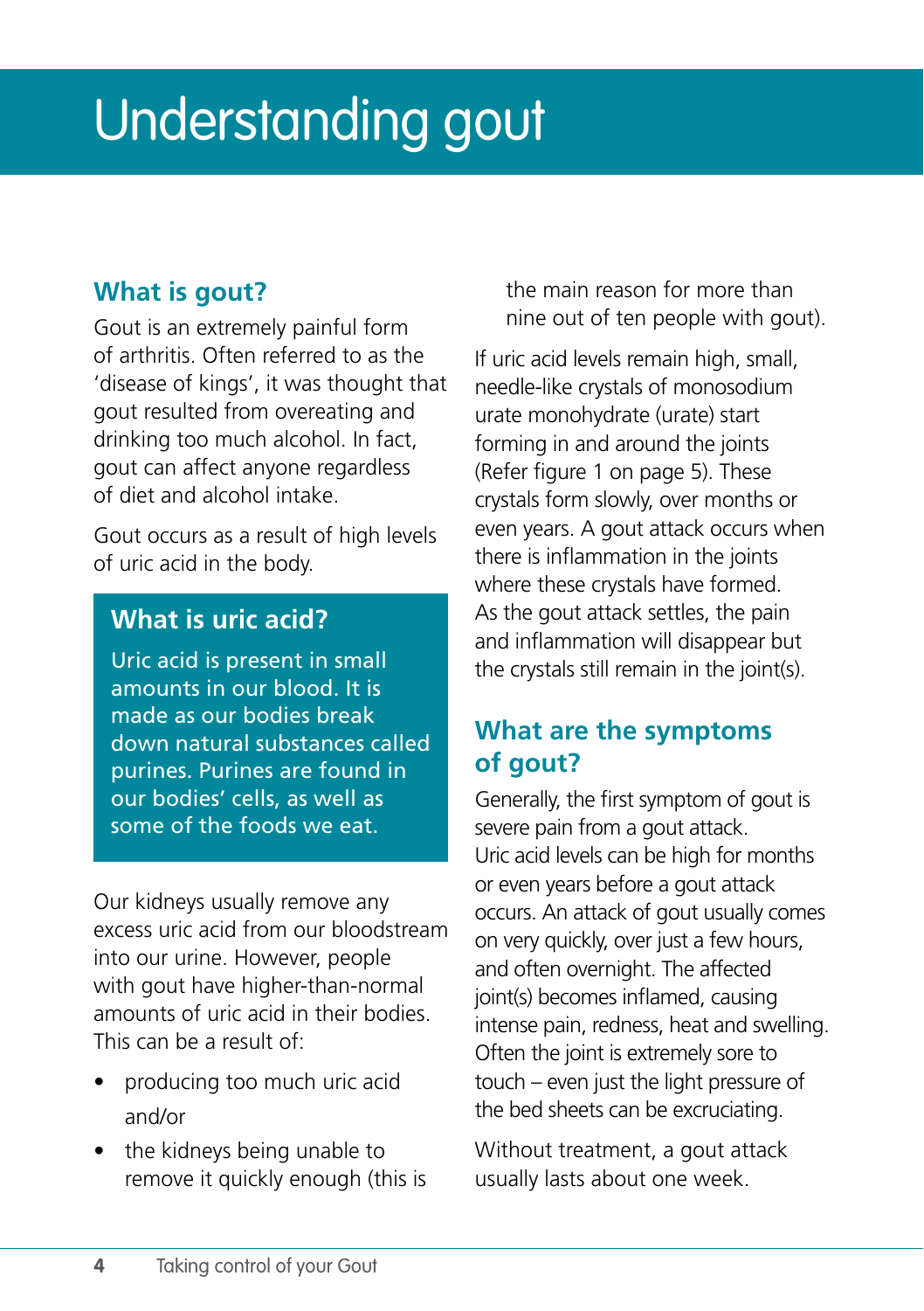# Understanding gout

## What is gout?

Gout is an extremely painful form of arthritis. Often referred to as the 'disease of kings', it was thought that gout resulted from overeating and drinking too much alcohol. In fact, gout can affect anyone regardless of diet and alcohol intake.

Gout occurs as a result of high levels of uric acid in the body.

### What is uric acid?

Uric acid is present in small amounts in our blood. It is made as our bodies break down natural substances called purines. Purines are found in our bodies' cells, as well as some of the foods we eat.

Our kidneys usually remove any excess uric acid from our bloodstream into our urine. However, people with gout have higher-than-normal amounts of uric acid in their bodies. This can be a result of:

- producing too much uric acid and/or
- the kidneys being unable to remove it quickly enough (this is the main reason for more than nine out of ten people with gout).

If uric acid levels remain high, small, needle-like crystals of monosodium urate monohydrate (urate) start forming in and around the joints (Refer figure 1 on page 5). These crystals form slowly, over months or even years. A gout attack occurs when there is inflammation in the joints where these crystals have formed. As the gout attack settles, the pain and inflammation will disappear but the crystals still remain in the joint(s).

## What are the symptoms of gout?

Generally, the first symptom of gout is severe pain from a gout attack. Uric acid levels can be high for months or even years before a gout attack occurs. An attack of gout usually comes on very quickly, over just a few hours, and often overnight. The affected joint(s) becomes inflamed, causing intense pain, redness, heat and swelling. Often the joint is extremely sore to touch – even just the light pressure of the bed sheets can be excruciating.

Without treatment, a gout attack usually lasts about one week.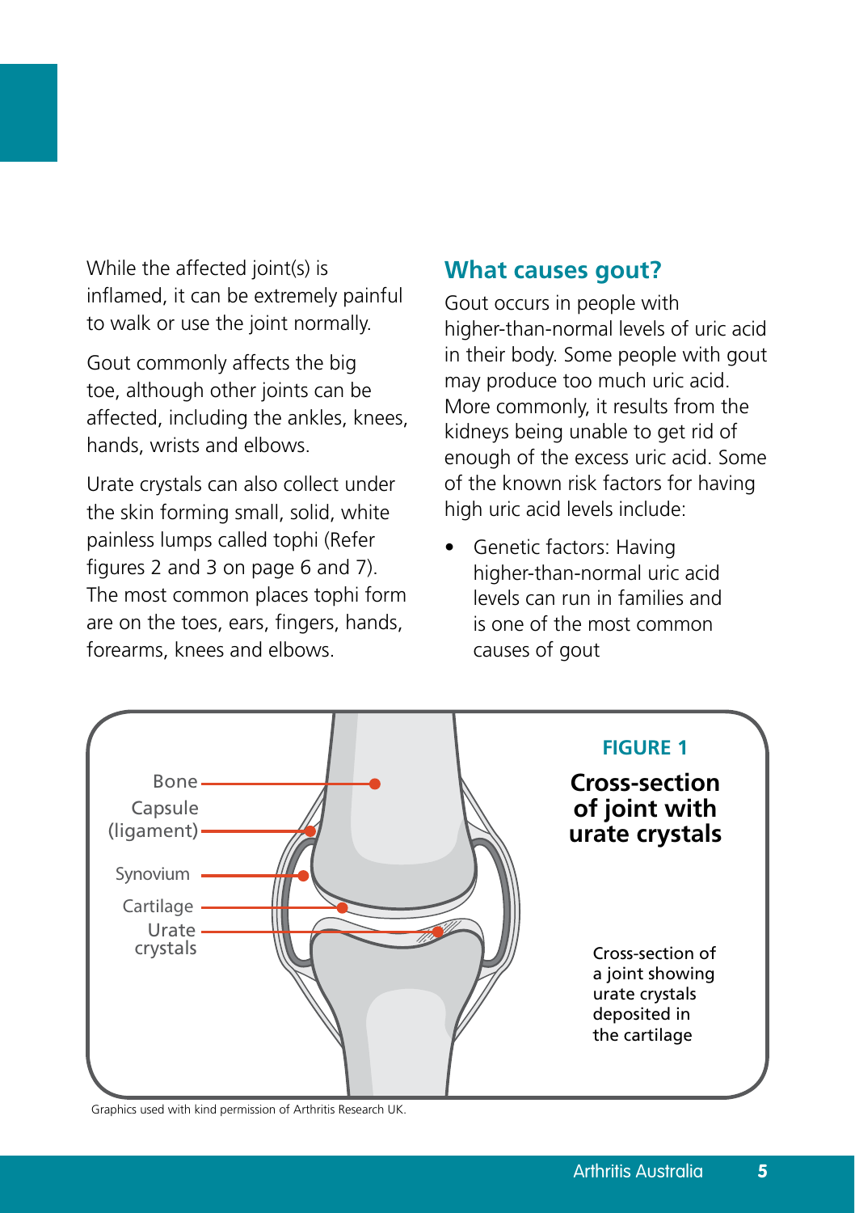While the affected joint(s) is inflamed, it can be extremely painful to walk or use the joint normally.

Gout commonly affects the big toe, although other joints can be affected, including the ankles, knees, hands, wrists and elbows.

Urate crystals can also collect under the skin forming small, solid, white painless lumps called tophi (Refer figures 2 and 3 on page 6 and 7). The most common places tophi form are on the toes, ears, fingers, hands, forearms, knees and elbows.

## What causes gout?

Gout occurs in people with higher-than-normal levels of uric acid in their body. Some people with gout may produce too much uric acid. More commonly, it results from the kidneys being unable to get rid of enough of the excess uric acid. Some of the known risk factors for having high uric acid levels include:

- Genetic factors: Having higher-than-normal uric acid levels can run in families and is one of the most common causes of gout

Bone

Capsule (ligament)

Synovium

Cartilage

Urate crystals

**FIGURE 1**

**Cross-section of joint with urate crystals**

Cross-section of a joint showing urate crystals deposited in the cartilage

Graphics used with kind permission of Arthritis Research UK.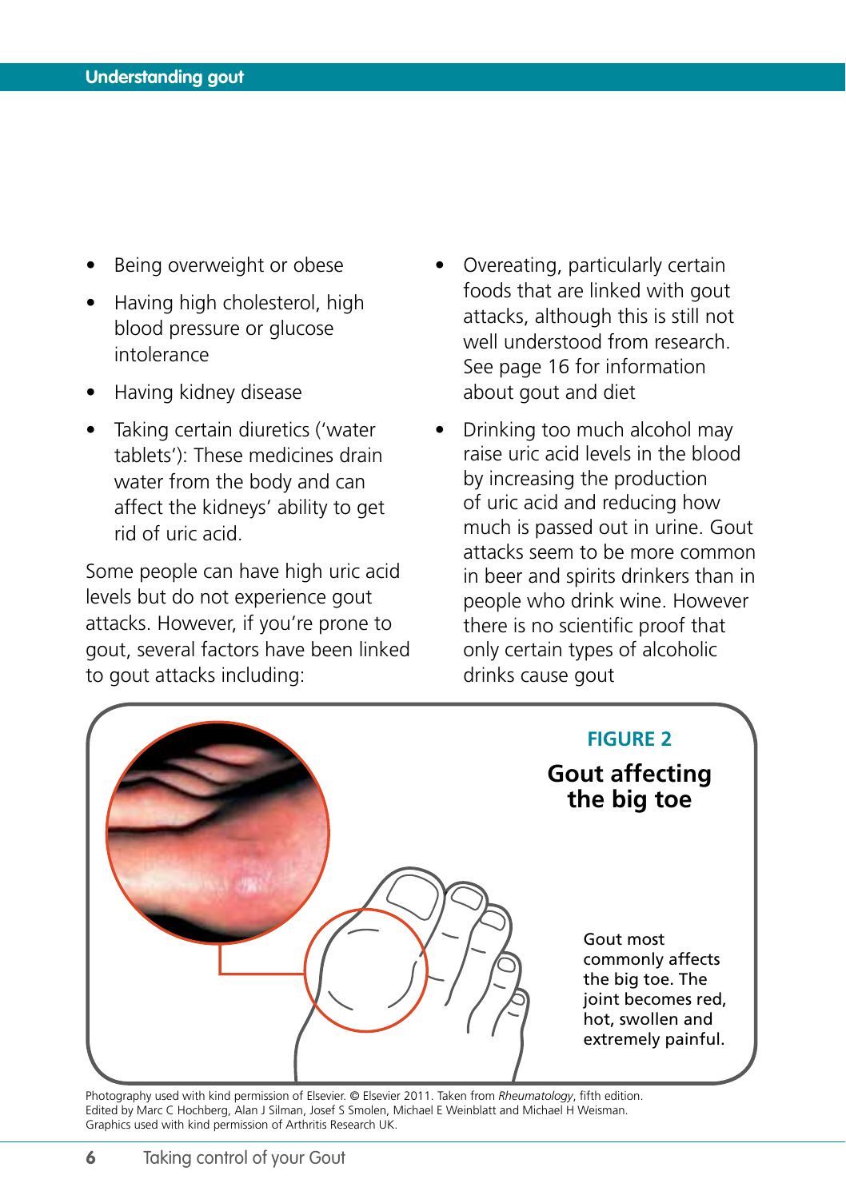- Being overweight or obese
- Having high cholesterol, high blood pressure or glucose intolerance
- Having kidney disease
- Taking certain diuretics ('water tablets'): These medicines drain water from the body and can affect the kidneys' ability to get rid of uric acid.

Some people can have high uric acid levels but do not experience gout attacks. However, if you're prone to gout, several factors have been linked to gout attacks including:

- Overeating, particularly certain foods that are linked with gout attacks, although this is still not well understood from research. See page 16 for information about gout and diet
- Drinking too much alcohol may raise uric acid levels in the blood by increasing the production of uric acid and reducing how much is passed out in urine. Gout attacks seem to be more common in beer and spirits drinkers than in people who drink wine. However there is no scientific proof that only certain types of alcoholic drinks cause gout

**FIGURE 2**

**Gout affecting the big toe**

Gout most commonly affects the big toe. The joint becomes red, hot, swollen and extremely painful.

Photography used with kind permission of Elsevier. © Elsevier 2011. Taken from *Rheumatology*, fifth edition. Edited by Marc C Hochberg, Alan J Silman, Josef S Smolen, Michael E Weinblatt and Michael H Weisman. Graphics used with kind permission of Arthritis Research UK.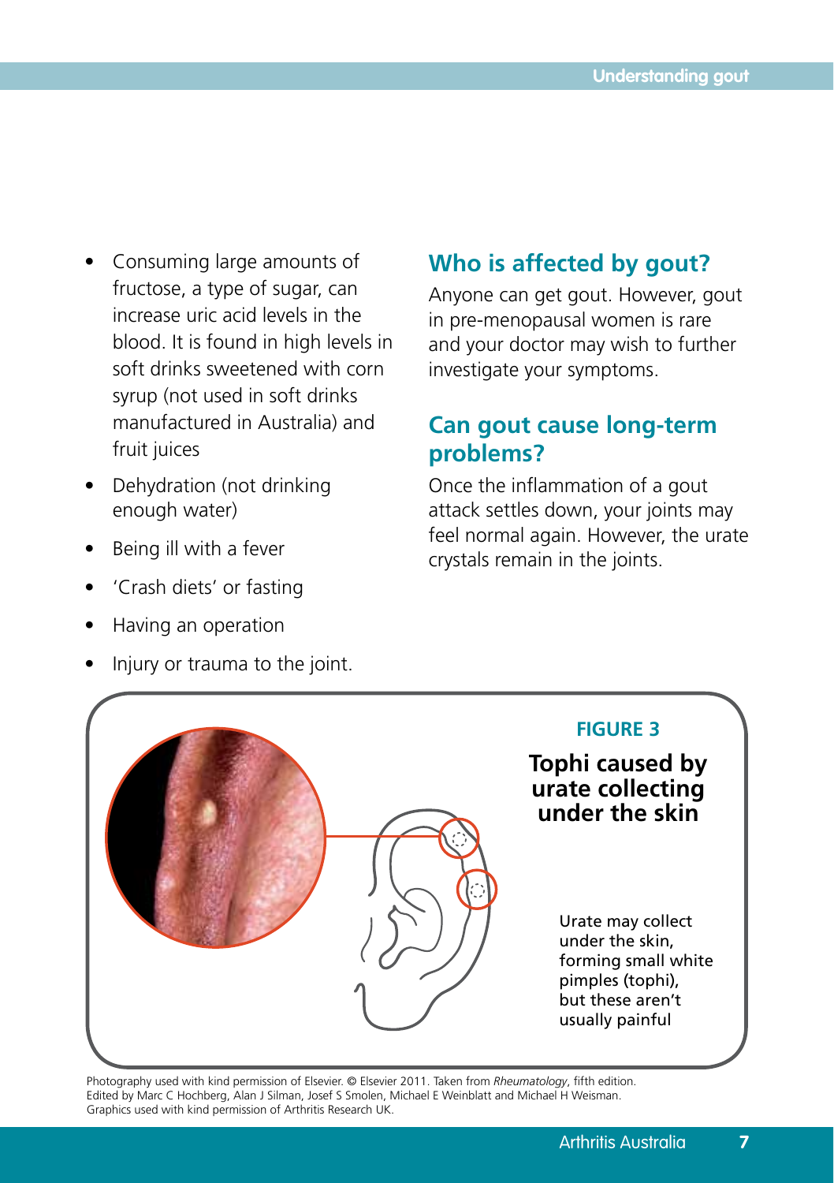- Consuming large amounts of fructose, a type of sugar, can increase uric acid levels in the blood. It is found in high levels in soft drinks sweetened with corn syrup (not used in soft drinks manufactured in Australia) and fruit juices
- Dehydration (not drinking enough water)
- Being ill with a fever
- 'Crash diets' or fasting
- Having an operation
- Injury or trauma to the joint.

## Who is affected by gout?

Anyone can get gout. However, gout in pre-menopausal women is rare and your doctor may wish to further investigate your symptoms.

## Can gout cause long-term problems?

Once the inflammation of a gout attack settles down, your joints may feel normal again. However, the urate crystals remain in the joints.

**FIGURE 3**

**Tophi caused by urate collecting under the skin**

Urate may collect under the skin, forming small white pimples (tophi), but these aren't usually painful

Photography used with kind permission of Elsevier. © Elsevier 2011. Taken from *Rheumatology*, fifth edition. Edited by Marc C Hochberg, Alan J Silman, Josef S Smolen, Michael E Weinblatt and Michael H Weisman. Graphics used with kind permission of Arthritis Research UK.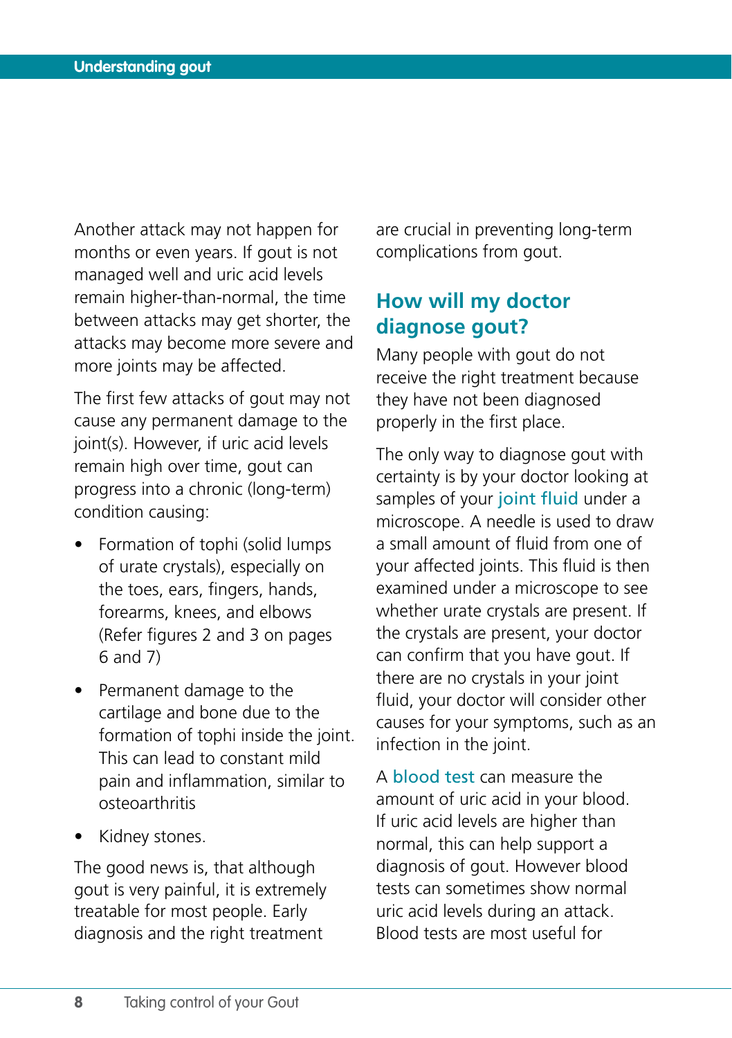Another attack may not happen for months or even years. If gout is not managed well and uric acid levels remain higher-than-normal, the time between attacks may get shorter, the attacks may become more severe and more joints may be affected.

The first few attacks of gout may not cause any permanent damage to the joint(s). However, if uric acid levels remain high over time, gout can progress into a chronic (long-term) condition causing:

- Formation of tophi (solid lumps of urate crystals), especially on the toes, ears, fingers, hands, forearms, knees, and elbows (Refer figures 2 and 3 on pages 6 and 7)
- Permanent damage to the cartilage and bone due to the formation of tophi inside the joint. This can lead to constant mild pain and inflammation, similar to osteoarthritis
- Kidney stones.

The good news is, that although gout is very painful, it is extremely treatable for most people. Early diagnosis and the right treatment are crucial in preventing long-term complications from gout.

## How will my doctor diagnose gout?

Many people with gout do not receive the right treatment because they have not been diagnosed properly in the first place.

The only way to diagnose gout with certainty is by your doctor looking at samples of your joint fluid under a microscope. A needle is used to draw a small amount of fluid from one of your affected joints. This fluid is then examined under a microscope to see whether urate crystals are present. If the crystals are present, your doctor can confirm that you have gout. If there are no crystals in your joint fluid, your doctor will consider other causes for your symptoms, such as an infection in the joint.

A blood test can measure the amount of uric acid in your blood. If uric acid levels are higher than normal, this can help support a diagnosis of gout. However blood tests can sometimes show normal uric acid levels during an attack. Blood tests are most useful for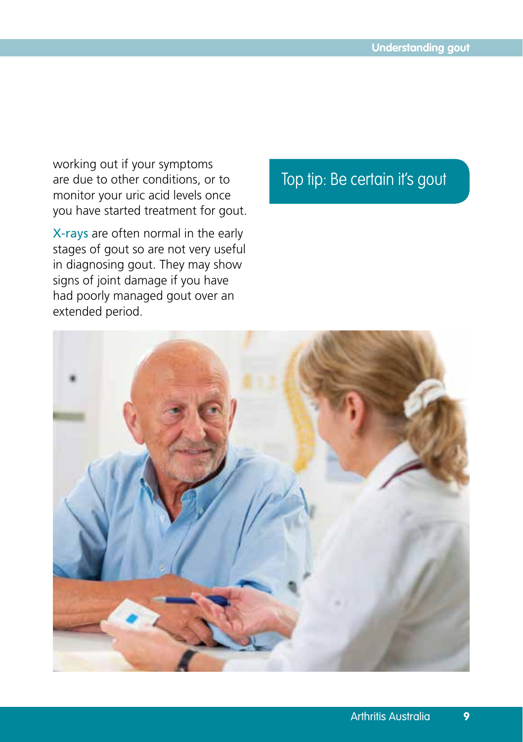working out if your symptoms are due to other conditions, or to monitor your uric acid levels once you have started treatment for gout.

X-rays are often normal in the early stages of gout so are not very useful in diagnosing gout. They may show signs of joint damage if you have had poorly managed gout over an extended period.

## Top tip: Be certain it's gout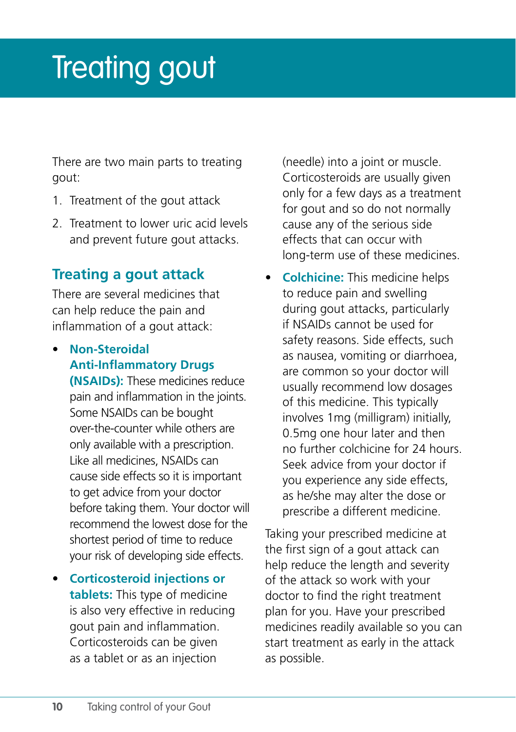# Treating gout

There are two main parts to treating gout:

1. Treatment of the gout attack
2. Treatment to lower uric acid levels and prevent future gout attacks.

## Treating a gout attack

There are several medicines that can help reduce the pain and inflammation of a gout attack:

- **Non-Steroidal Anti-Inflammatory Drugs (NSAIDs):** These medicines reduce pain and inflammation in the joints. Some NSAIDs can be bought over-the-counter while others are only available with a prescription. Like all medicines, NSAIDs can cause side effects so it is important to get advice from your doctor before taking them. Your doctor will recommend the lowest dose for the shortest period of time to reduce your risk of developing side effects.
- **Corticosteroid injections or tablets:** This type of medicine is also very effective in reducing gout pain and inflammation. Corticosteroids can be given as a tablet or as an injection (needle) into a joint or muscle. Corticosteroids are usually given only for a few days as a treatment for gout and so do not normally cause any of the serious side effects that can occur with long-term use of these medicines.
- **Colchicine:** This medicine helps to reduce pain and swelling during gout attacks, particularly if NSAIDs cannot be used for safety reasons. Side effects, such as nausea, vomiting or diarrhoea, are common so your doctor will usually recommend low dosages of this medicine. This typically involves 1mg (milligram) initially, 0.5mg one hour later and then no further colchicine for 24 hours. Seek advice from your doctor if you experience any side effects, as he/she may alter the dose or prescribe a different medicine.

Taking your prescribed medicine at the first sign of a gout attack can help reduce the length and severity of the attack so work with your doctor to find the right treatment plan for you. Have your prescribed medicines readily available so you can start treatment as early in the attack as possible.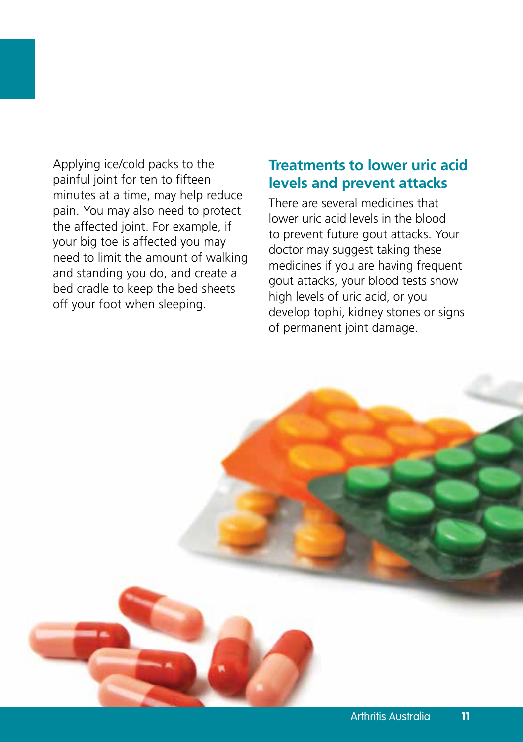Applying ice/cold packs to the painful joint for ten to fifteen minutes at a time, may help reduce pain. You may also need to protect the affected joint. For example, if your big toe is affected you may need to limit the amount of walking and standing you do, and create a bed cradle to keep the bed sheets off your foot when sleeping.

## Treatments to lower uric acid levels and prevent attacks

There are several medicines that lower uric acid levels in the blood to prevent future gout attacks. Your doctor may suggest taking these medicines if you are having frequent gout attacks, your blood tests show high levels of uric acid, or you develop tophi, kidney stones or signs of permanent joint damage.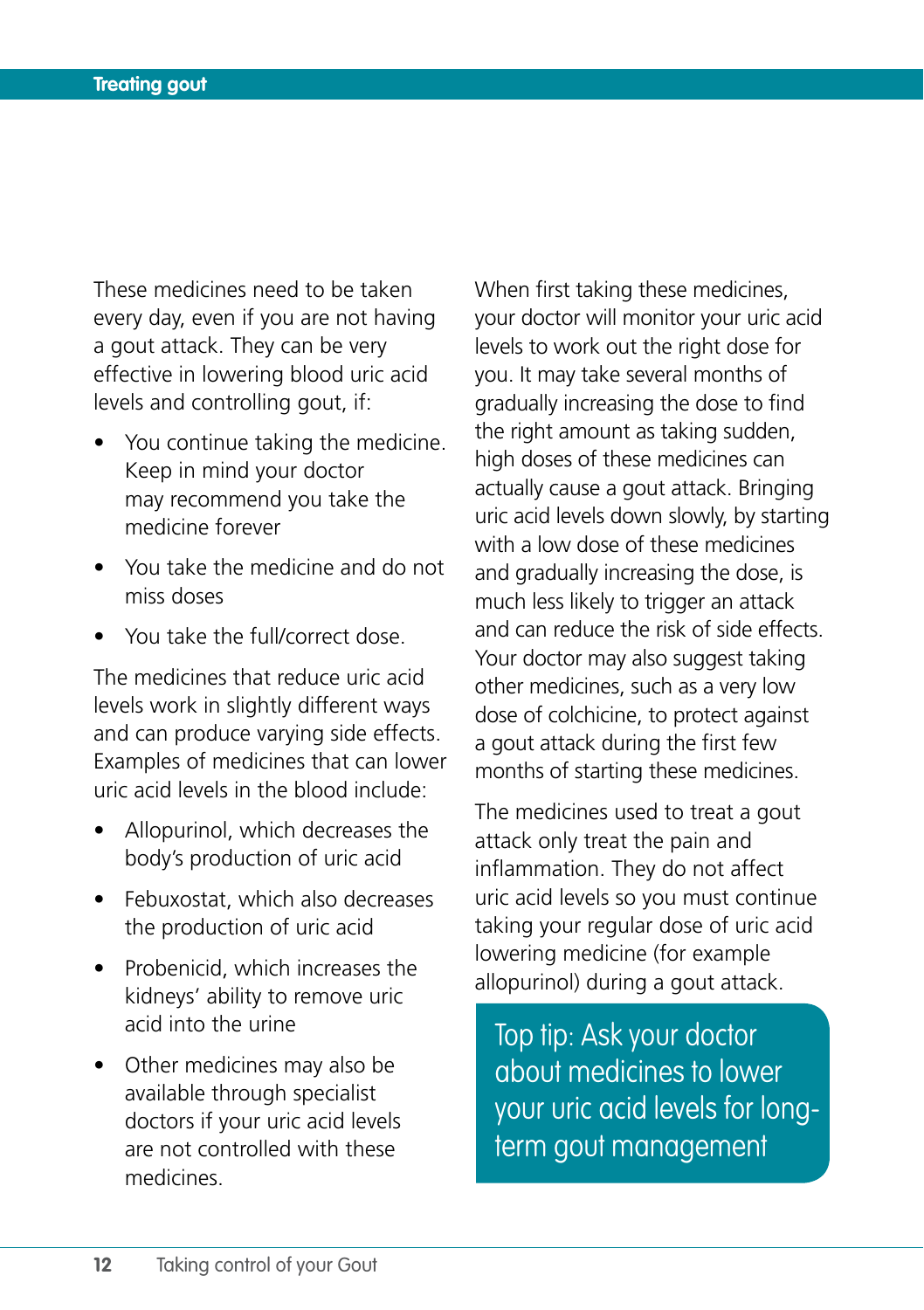These medicines need to be taken every day, even if you are not having a gout attack. They can be very effective in lowering blood uric acid levels and controlling gout, if:

- You continue taking the medicine. Keep in mind your doctor may recommend you take the medicine forever
- You take the medicine and do not miss doses
- You take the full/correct dose.

The medicines that reduce uric acid levels work in slightly different ways and can produce varying side effects. Examples of medicines that can lower uric acid levels in the blood include:

- Allopurinol, which decreases the body's production of uric acid
- Febuxostat, which also decreases the production of uric acid
- Probenicid, which increases the kidneys' ability to remove uric acid into the urine
- Other medicines may also be available through specialist doctors if your uric acid levels are not controlled with these medicines.

When first taking these medicines, your doctor will monitor your uric acid levels to work out the right dose for you. It may take several months of gradually increasing the dose to find the right amount as taking sudden, high doses of these medicines can actually cause a gout attack. Bringing uric acid levels down slowly, by starting with a low dose of these medicines and gradually increasing the dose, is much less likely to trigger an attack and can reduce the risk of side effects. Your doctor may also suggest taking other medicines, such as a very low dose of colchicine, to protect against a gout attack during the first few months of starting these medicines.

The medicines used to treat a gout attack only treat the pain and inflammation. They do not affect uric acid levels so you must continue taking your regular dose of uric acid lowering medicine (for example allopurinol) during a gout attack.

> Top tip: Ask your doctor about medicines to lower your uric acid levels for long-term gout management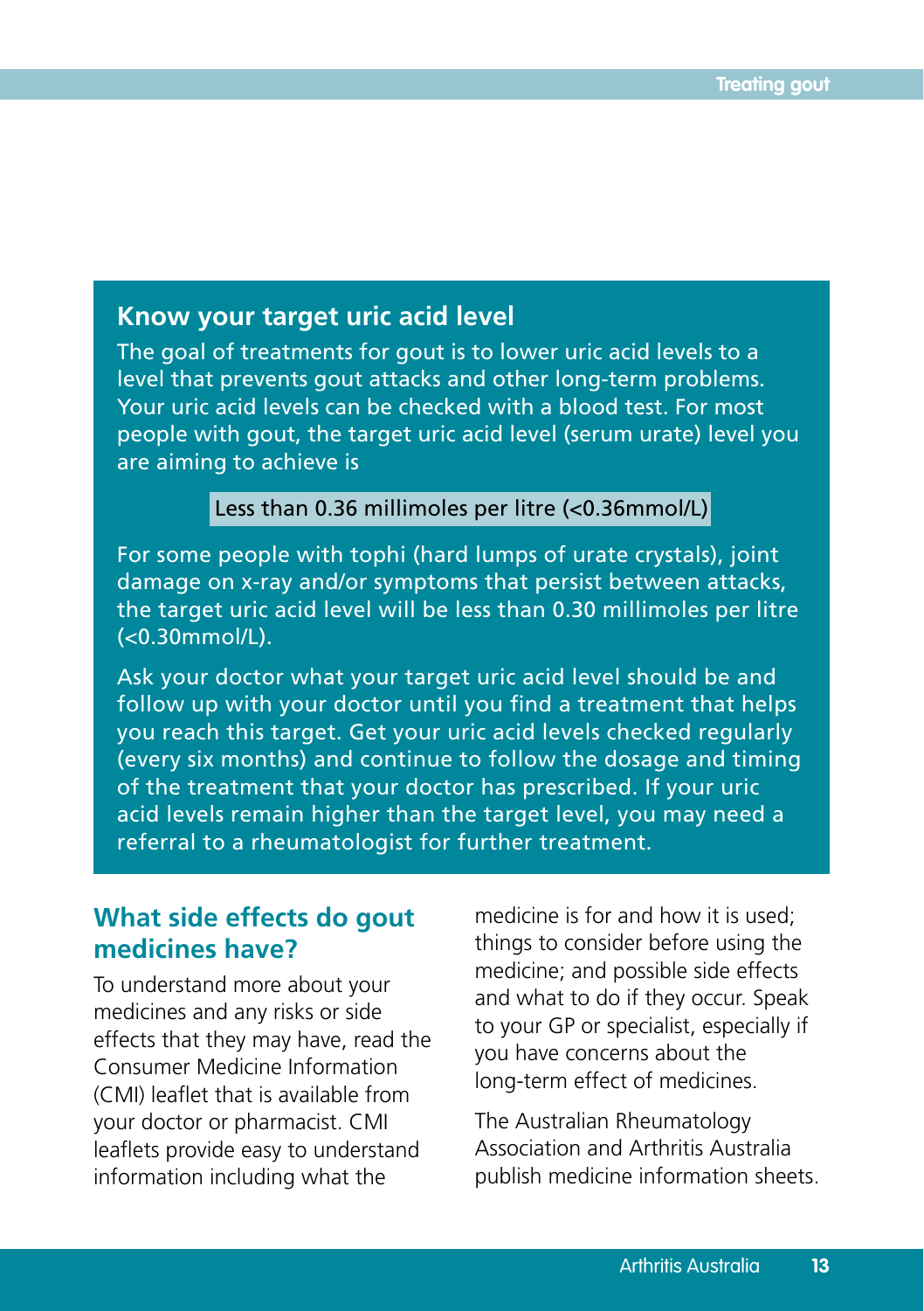## Know your target uric acid level

The goal of treatments for gout is to lower uric acid levels to a level that prevents gout attacks and other long-term problems. Your uric acid levels can be checked with a blood test. For most people with gout, the target uric acid level (serum urate) level you are aiming to achieve is

**Less than 0.36 millimoles per litre (<0.36mmol/L)**

For some people with tophi (hard lumps of urate crystals), joint damage on x-ray and/or symptoms that persist between attacks, the target uric acid level will be less than 0.30 millimoles per litre (<0.30mmol/L).

Ask your doctor what your target uric acid level should be and follow up with your doctor until you find a treatment that helps you reach this target. Get your uric acid levels checked regularly (every six months) and continue to follow the dosage and timing of the treatment that your doctor has prescribed. If your uric acid levels remain higher than the target level, you may need a referral to a rheumatologist for further treatment.

## What side effects do gout medicines have?

To understand more about your medicines and any risks or side effects that they may have, read the Consumer Medicine Information (CMI) leaflet that is available from your doctor or pharmacist. CMI leaflets provide easy to understand information including what the medicine is for and how it is used; things to consider before using the medicine; and possible side effects and what to do if they occur. Speak to your GP or specialist, especially if you have concerns about the long-term effect of medicines.

The Australian Rheumatology Association and Arthritis Australia publish medicine information sheets.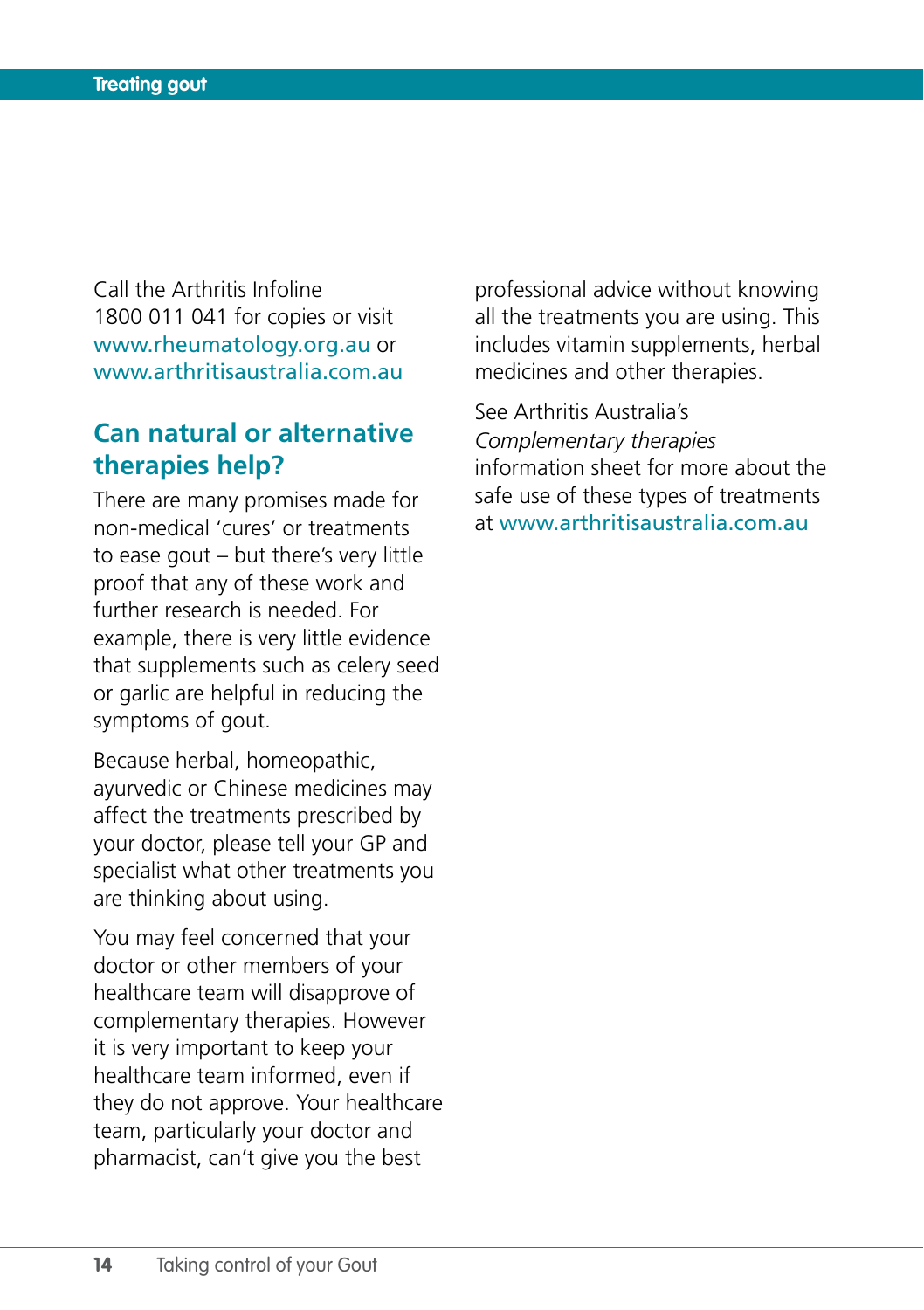Call the Arthritis Infoline 1800 011 041 for copies or visit www.rheumatology.org.au or www.arthritisaustralia.com.au

## Can natural or alternative therapies help?

There are many promises made for non-medical 'cures' or treatments to ease gout – but there's very little proof that any of these work and further research is needed. For example, there is very little evidence that supplements such as celery seed or garlic are helpful in reducing the symptoms of gout.

Because herbal, homeopathic, ayurvedic or Chinese medicines may affect the treatments prescribed by your doctor, please tell your GP and specialist what other treatments you are thinking about using.

You may feel concerned that your doctor or other members of your healthcare team will disapprove of complementary therapies. However it is very important to keep your healthcare team informed, even if they do not approve. Your healthcare team, particularly your doctor and pharmacist, can't give you the best professional advice without knowing all the treatments you are using. This includes vitamin supplements, herbal medicines and other therapies.

See Arthritis Australia's *Complementary therapies* information sheet for more about the safe use of these types of treatments at www.arthritisaustralia.com.au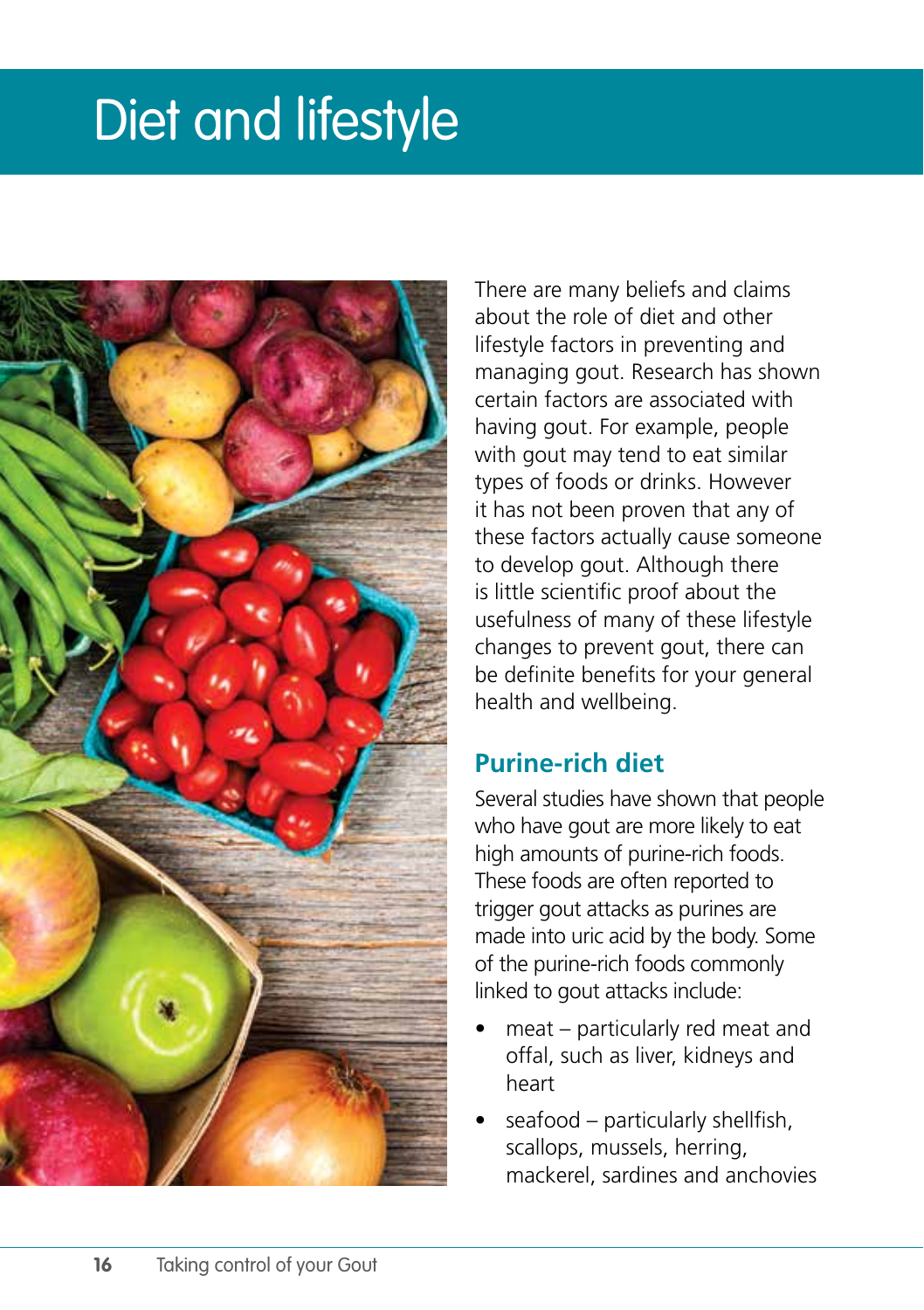# Diet and lifestyle

There are many beliefs and claims about the role of diet and other lifestyle factors in preventing and managing gout. Research has shown certain factors are associated with having gout. For example, people with gout may tend to eat similar types of foods or drinks. However it has not been proven that any of these factors actually cause someone to develop gout. Although there is little scientific proof about the usefulness of many of these lifestyle changes to prevent gout, there can be definite benefits for your general health and wellbeing.

## Purine-rich diet

Several studies have shown that people who have gout are more likely to eat high amounts of purine-rich foods. These foods are often reported to trigger gout attacks as purines are made into uric acid by the body. Some of the purine-rich foods commonly linked to gout attacks include:

- meat – particularly red meat and offal, such as liver, kidneys and heart
- seafood – particularly shellfish, scallops, mussels, herring, mackerel, sardines and anchovies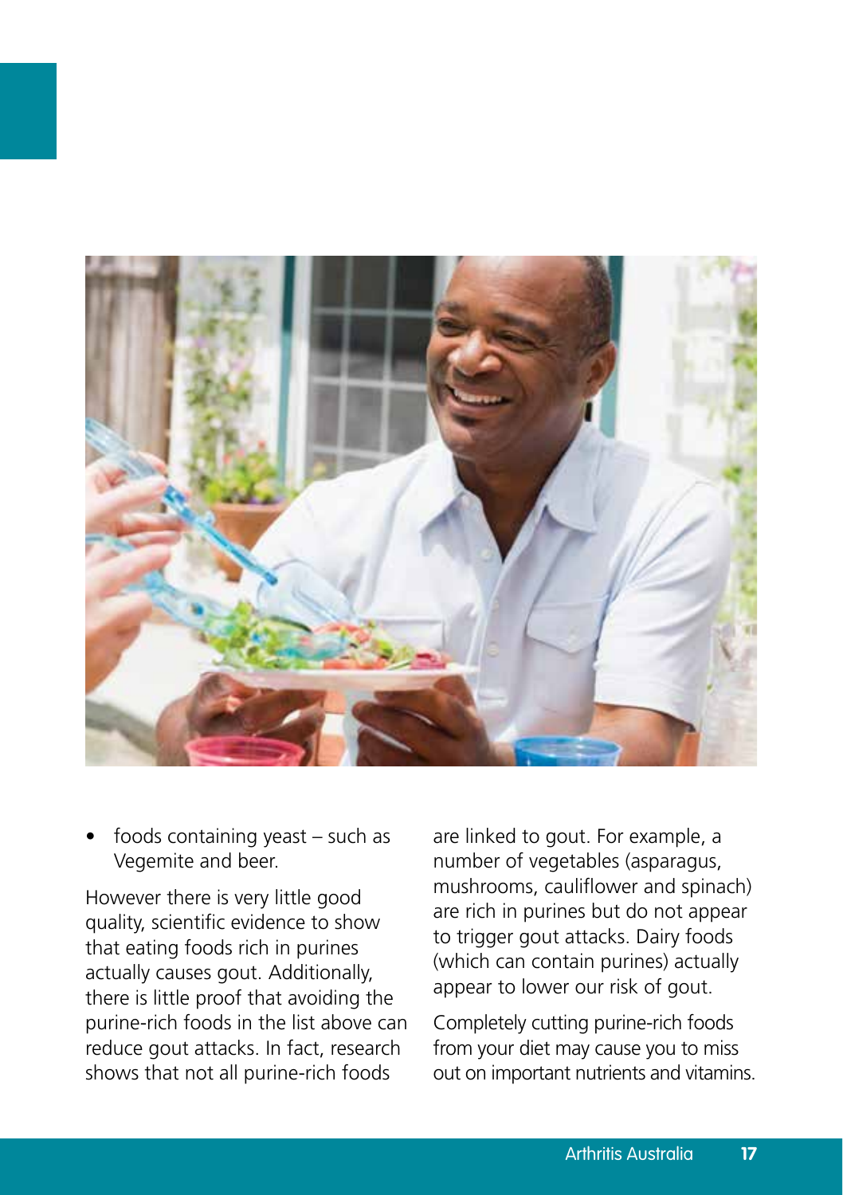- foods containing yeast – such as Vegemite and beer.

However there is very little good quality, scientific evidence to show that eating foods rich in purines actually causes gout. Additionally, there is little proof that avoiding the purine-rich foods in the list above can reduce gout attacks. In fact, research shows that not all purine-rich foods are linked to gout. For example, a number of vegetables (asparagus, mushrooms, cauliflower and spinach) are rich in purines but do not appear to trigger gout attacks. Dairy foods (which can contain purines) actually appear to lower our risk of gout.

Completely cutting purine-rich foods from your diet may cause you to miss out on important nutrients and vitamins.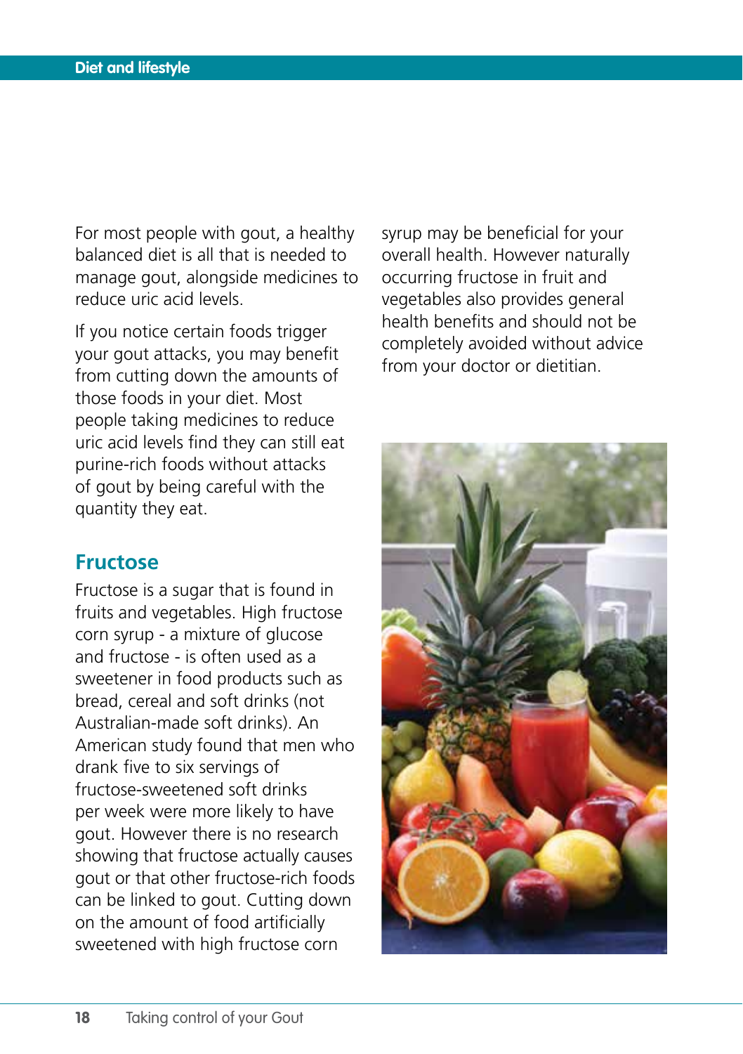For most people with gout, a healthy balanced diet is all that is needed to manage gout, alongside medicines to reduce uric acid levels.

If you notice certain foods trigger your gout attacks, you may benefit from cutting down the amounts of those foods in your diet. Most people taking medicines to reduce uric acid levels find they can still eat purine-rich foods without attacks of gout by being careful with the quantity they eat.

## Fructose

Fructose is a sugar that is found in fruits and vegetables. High fructose corn syrup - a mixture of glucose and fructose - is often used as a sweetener in food products such as bread, cereal and soft drinks (not Australian-made soft drinks). An American study found that men who drank five to six servings of fructose-sweetened soft drinks per week were more likely to have gout. However there is no research showing that fructose actually causes gout or that other fructose-rich foods can be linked to gout. Cutting down on the amount of food artificially sweetened with high fructose corn syrup may be beneficial for your overall health. However naturally occurring fructose in fruit and vegetables also provides general health benefits and should not be completely avoided without advice from your doctor or dietitian.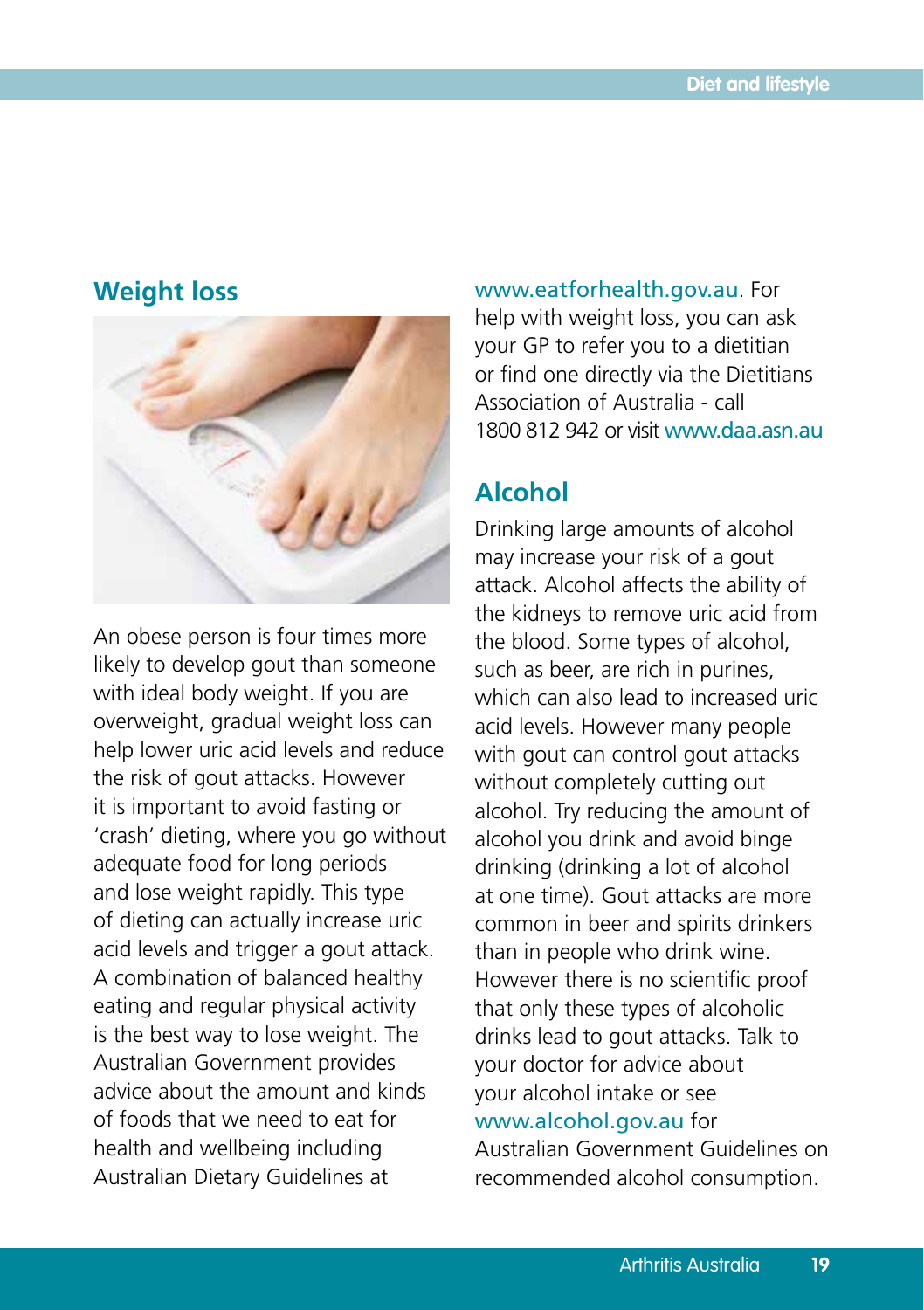## Weight loss

An obese person is four times more likely to develop gout than someone with ideal body weight. If you are overweight, gradual weight loss can help lower uric acid levels and reduce the risk of gout attacks. However it is important to avoid fasting or 'crash' dieting, where you go without adequate food for long periods and lose weight rapidly. This type of dieting can actually increase uric acid levels and trigger a gout attack. A combination of balanced healthy eating and regular physical activity is the best way to lose weight. The Australian Government provides advice about the amount and kinds of foods that we need to eat for health and wellbeing including Australian Dietary Guidelines at www.eatforhealth.gov.au. For help with weight loss, you can ask your GP to refer you to a dietitian or find one directly via the Dietitians Association of Australia - call 1800 812 942 or visit www.daa.asn.au

## Alcohol

Drinking large amounts of alcohol may increase your risk of a gout attack. Alcohol affects the ability of the kidneys to remove uric acid from the blood. Some types of alcohol, such as beer, are rich in purines, which can also lead to increased uric acid levels. However many people with gout can control gout attacks without completely cutting out alcohol. Try reducing the amount of alcohol you drink and avoid binge drinking (drinking a lot of alcohol at one time). Gout attacks are more common in beer and spirits drinkers than in people who drink wine. However there is no scientific proof that only these types of alcoholic drinks lead to gout attacks. Talk to your doctor for advice about your alcohol intake or see www.alcohol.gov.au for Australian Government Guidelines on recommended alcohol consumption.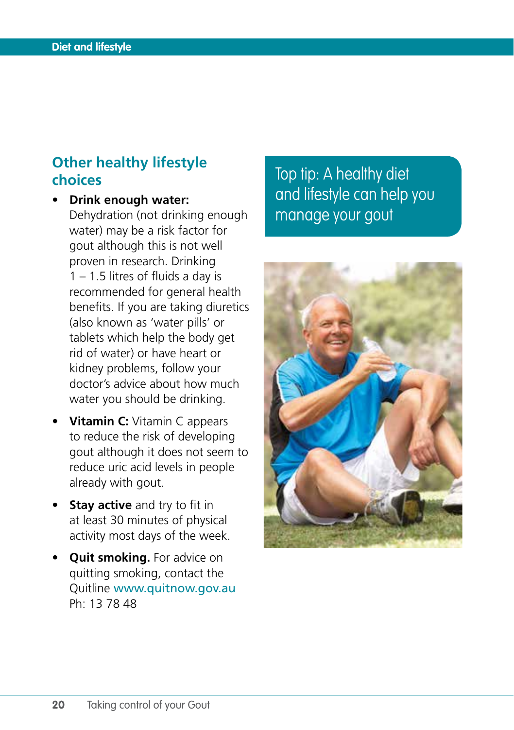## Other healthy lifestyle choices

- **Drink enough water:** Dehydration (not drinking enough water) may be a risk factor for gout although this is not well proven in research. Drinking 1 – 1.5 litres of fluids a day is recommended for general health benefits. If you are taking diuretics (also known as 'water pills' or tablets which help the body get rid of water) or have heart or kidney problems, follow your doctor's advice about how much water you should be drinking.
- **Vitamin C:** Vitamin C appears to reduce the risk of developing gout although it does not seem to reduce uric acid levels in people already with gout.
- **Stay active** and try to fit in at least 30 minutes of physical activity most days of the week.
- **Quit smoking.** For advice on quitting smoking, contact the Quitline www.quitnow.gov.au Ph: 13 78 48

Top tip: A healthy diet and lifestyle can help you manage your gout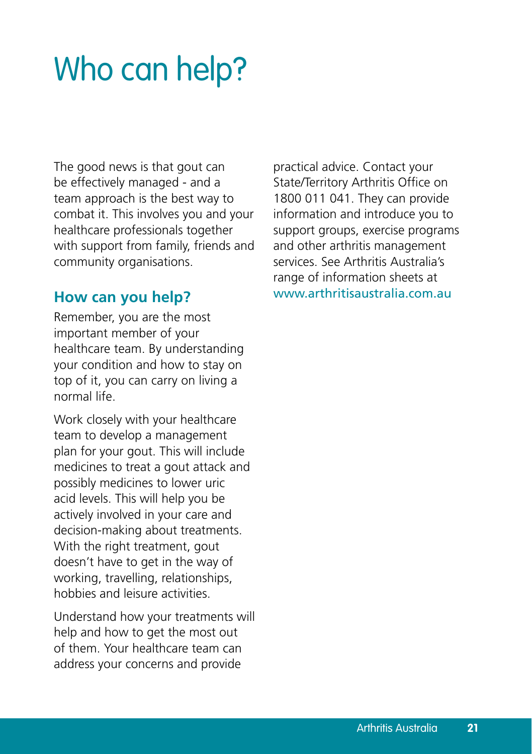# Who can help?

The good news is that gout can be effectively managed - and a team approach is the best way to combat it. This involves you and your healthcare professionals together with support from family, friends and community organisations.

## How can you help?

Remember, you are the most important member of your healthcare team. By understanding your condition and how to stay on top of it, you can carry on living a normal life.

Work closely with your healthcare team to develop a management plan for your gout. This will include medicines to treat a gout attack and possibly medicines to lower uric acid levels. This will help you be actively involved in your care and decision-making about treatments. With the right treatment, gout doesn't have to get in the way of working, travelling, relationships, hobbies and leisure activities.

Understand how your treatments will help and how to get the most out of them. Your healthcare team can address your concerns and provide practical advice. Contact your State/Territory Arthritis Office on 1800 011 041. They can provide information and introduce you to support groups, exercise programs and other arthritis management services. See Arthritis Australia's range of information sheets at www.arthritisaustralia.com.au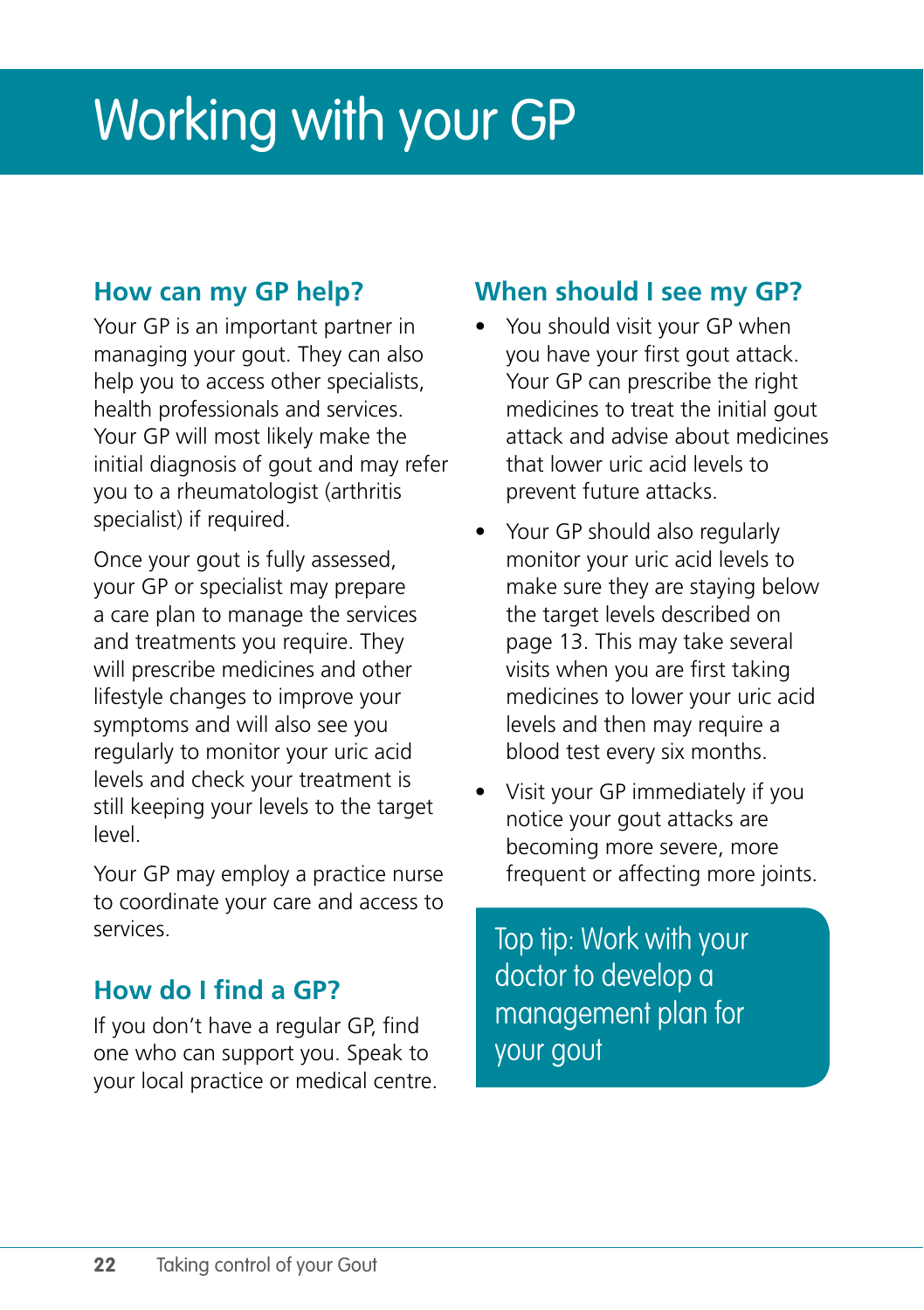# Working with your GP

## How can my GP help?

Your GP is an important partner in managing your gout. They can also help you to access other specialists, health professionals and services. Your GP will most likely make the initial diagnosis of gout and may refer you to a rheumatologist (arthritis specialist) if required.

Once your gout is fully assessed, your GP or specialist may prepare a care plan to manage the services and treatments you require. They will prescribe medicines and other lifestyle changes to improve your symptoms and will also see you regularly to monitor your uric acid levels and check your treatment is still keeping your levels to the target level.

Your GP may employ a practice nurse to coordinate your care and access to services.

## How do I find a GP?

If you don't have a regular GP, find one who can support you. Speak to your local practice or medical centre.

## When should I see my GP?

- You should visit your GP when you have your first gout attack. Your GP can prescribe the right medicines to treat the initial gout attack and advise about medicines that lower uric acid levels to prevent future attacks.
- Your GP should also regularly monitor your uric acid levels to make sure they are staying below the target levels described on page 13. This may take several visits when you are first taking medicines to lower your uric acid levels and then may require a blood test every six months.
- Visit your GP immediately if you notice your gout attacks are becoming more severe, more frequent or affecting more joints.

> Top tip: Work with your doctor to develop a management plan for your gout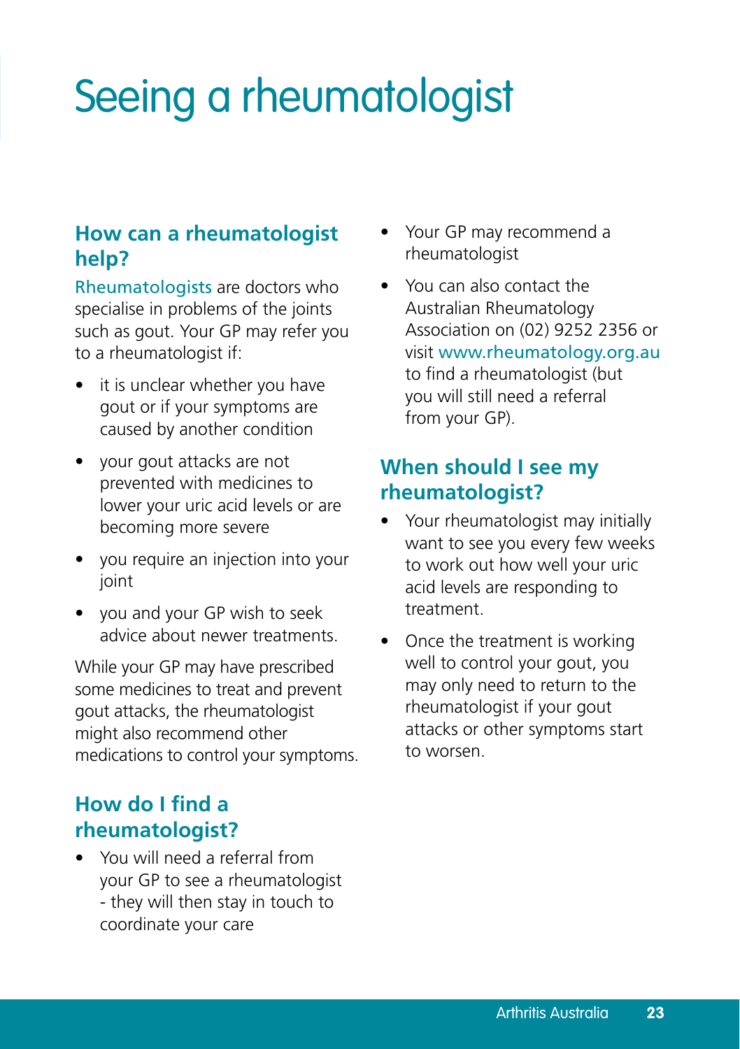# Seeing a rheumatologist

## How can a rheumatologist help?

Rheumatologists are doctors who specialise in problems of the joints such as gout. Your GP may refer you to a rheumatologist if:

- it is unclear whether you have gout or if your symptoms are caused by another condition
- your gout attacks are not prevented with medicines to lower your uric acid levels or are becoming more severe
- you require an injection into your joint
- you and your GP wish to seek advice about newer treatments.

While your GP may have prescribed some medicines to treat and prevent gout attacks, the rheumatologist might also recommend other medications to control your symptoms.

## How do I find a rheumatologist?

- You will need a referral from your GP to see a rheumatologist - they will then stay in touch to coordinate your care
- Your GP may recommend a rheumatologist
- You can also contact the Australian Rheumatology Association on (02) 9252 2356 or visit www.rheumatology.org.au to find a rheumatologist (but you will still need a referral from your GP).

## When should I see my rheumatologist?

- Your rheumatologist may initially want to see you every few weeks to work out how well your uric acid levels are responding to treatment.
- Once the treatment is working well to control your gout, you may only need to return to the rheumatologist if your gout attacks or other symptoms start to worsen.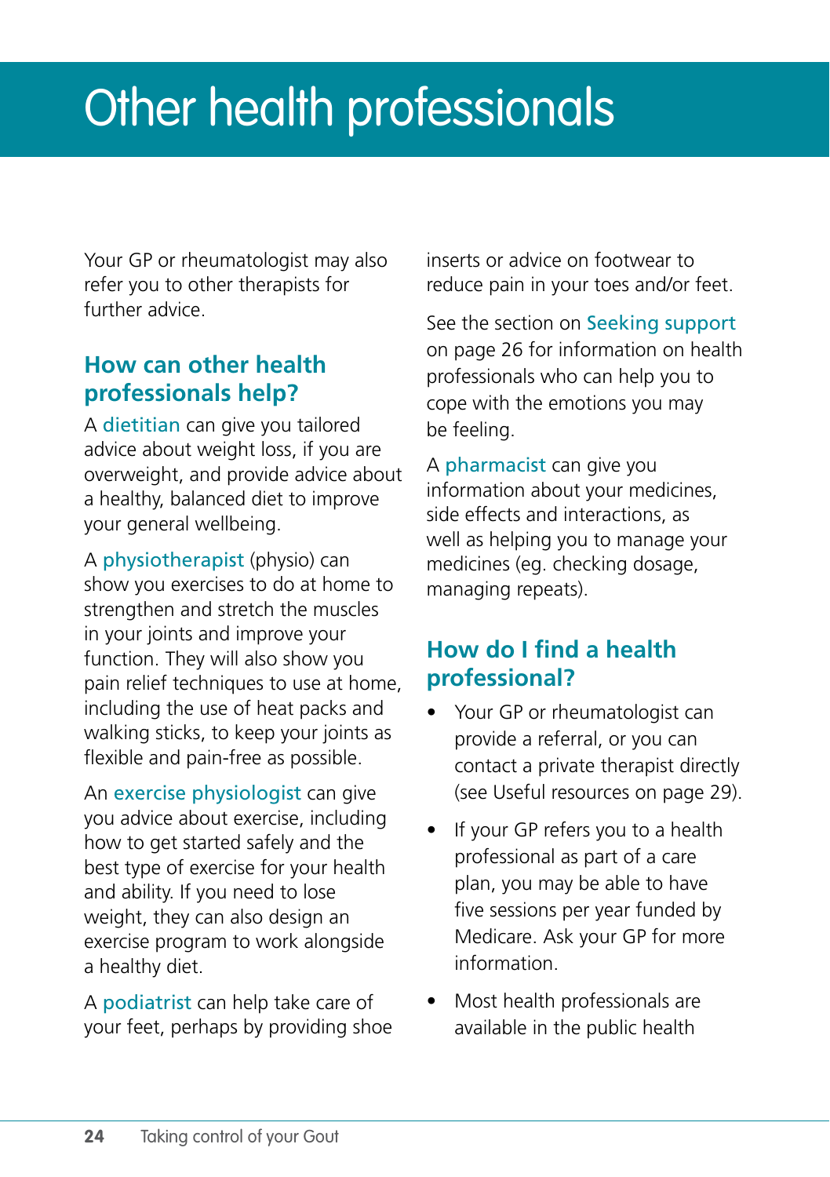# Other health professionals

Your GP or rheumatologist may also refer you to other therapists for further advice.

## How can other health professionals help?

A dietitian can give you tailored advice about weight loss, if you are overweight, and provide advice about a healthy, balanced diet to improve your general wellbeing.

A physiotherapist (physio) can show you exercises to do at home to strengthen and stretch the muscles in your joints and improve your function. They will also show you pain relief techniques to use at home, including the use of heat packs and walking sticks, to keep your joints as flexible and pain-free as possible.

An exercise physiologist can give you advice about exercise, including how to get started safely and the best type of exercise for your health and ability. If you need to lose weight, they can also design an exercise program to work alongside a healthy diet.

A podiatrist can help take care of your feet, perhaps by providing shoe inserts or advice on footwear to reduce pain in your toes and/or feet.

See the section on Seeking support on page 26 for information on health professionals who can help you to cope with the emotions you may be feeling.

A pharmacist can give you information about your medicines, side effects and interactions, as well as helping you to manage your medicines (eg. checking dosage, managing repeats).

## How do I find a health professional?

- Your GP or rheumatologist can provide a referral, or you can contact a private therapist directly (see Useful resources on page 29).
- If your GP refers you to a health professional as part of a care plan, you may be able to have five sessions per year funded by Medicare. Ask your GP for more information.
- Most health professionals are available in the public health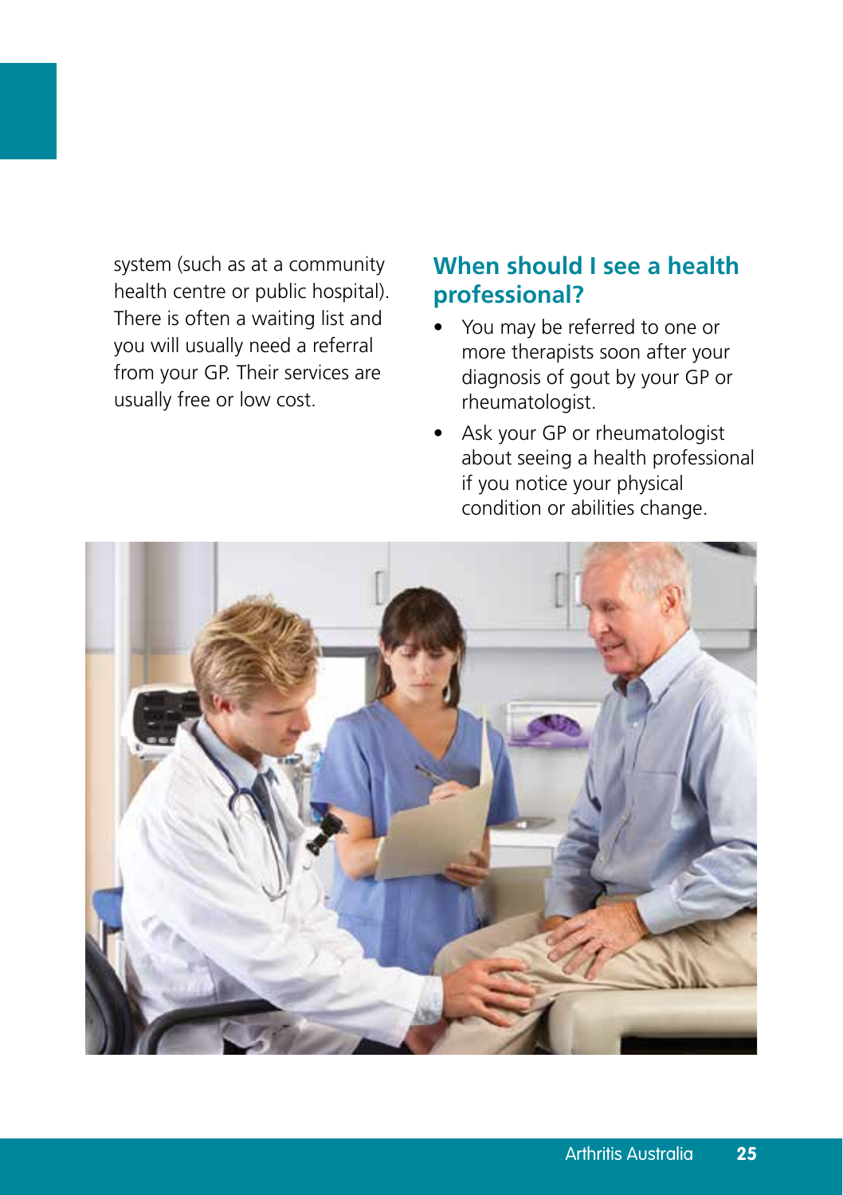system (such as at a community health centre or public hospital). There is often a waiting list and you will usually need a referral from your GP. Their services are usually free or low cost.

## When should I see a health professional?

- You may be referred to one or more therapists soon after your diagnosis of gout by your GP or rheumatologist.
- Ask your GP or rheumatologist about seeing a health professional if you notice your physical condition or abilities change.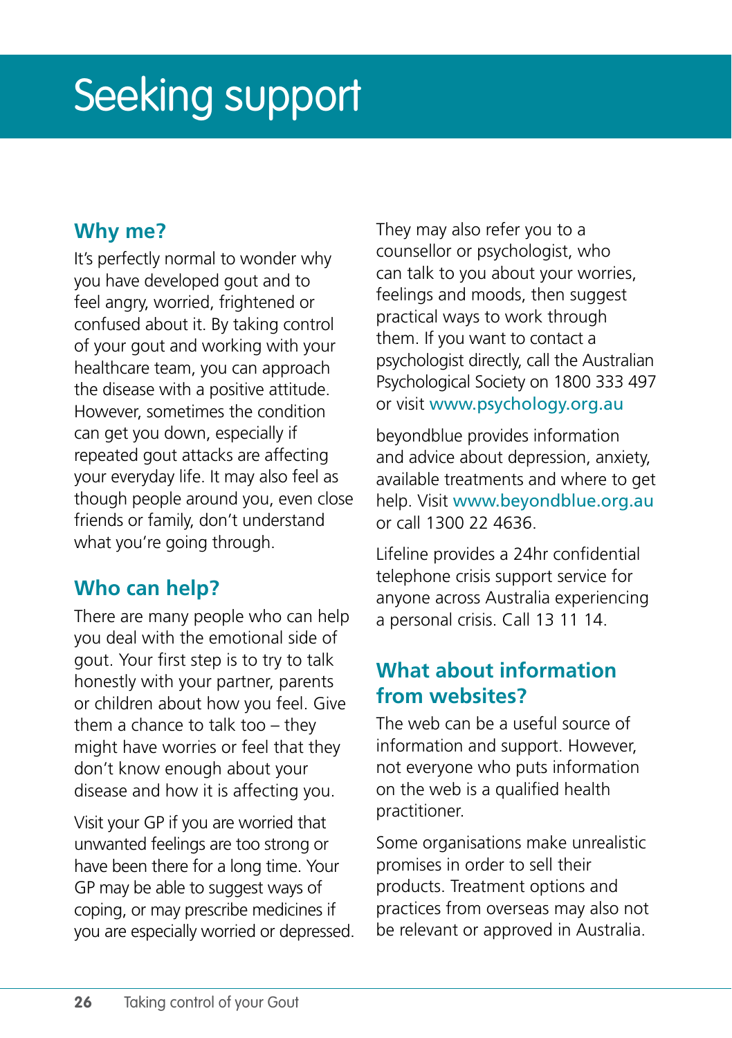# Seeking support

## Why me?

It's perfectly normal to wonder why you have developed gout and to feel angry, worried, frightened or confused about it. By taking control of your gout and working with your healthcare team, you can approach the disease with a positive attitude. However, sometimes the condition can get you down, especially if repeated gout attacks are affecting your everyday life. It may also feel as though people around you, even close friends or family, don't understand what you're going through.

## Who can help?

There are many people who can help you deal with the emotional side of gout. Your first step is to try to talk honestly with your partner, parents or children about how you feel. Give them a chance to talk too – they might have worries or feel that they don't know enough about your disease and how it is affecting you.

Visit your GP if you are worried that unwanted feelings are too strong or have been there for a long time. Your GP may be able to suggest ways of coping, or may prescribe medicines if you are especially worried or depressed. They may also refer you to a counsellor or psychologist, who can talk to you about your worries, feelings and moods, then suggest practical ways to work through them. If you want to contact a psychologist directly, call the Australian Psychological Society on 1800 333 497 or visit www.psychology.org.au

beyondblue provides information and advice about depression, anxiety, available treatments and where to get help. Visit www.beyondblue.org.au or call 1300 22 4636.

Lifeline provides a 24hr confidential telephone crisis support service for anyone across Australia experiencing a personal crisis. Call 13 11 14.

## What about information from websites?

The web can be a useful source of information and support. However, not everyone who puts information on the web is a qualified health practitioner.

Some organisations make unrealistic promises in order to sell their products. Treatment options and practices from overseas may also not be relevant or approved in Australia.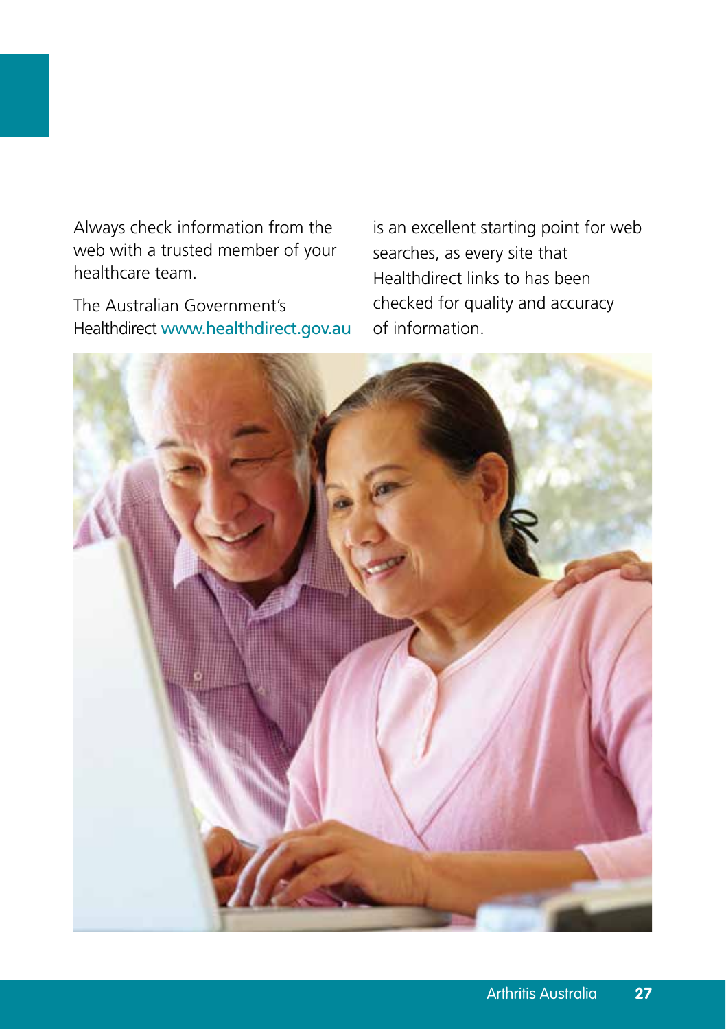Always check information from the web with a trusted member of your healthcare team.

The Australian Government's Healthdirect www.healthdirect.gov.au is an excellent starting point for web searches, as every site that Healthdirect links to has been checked for quality and accuracy of information.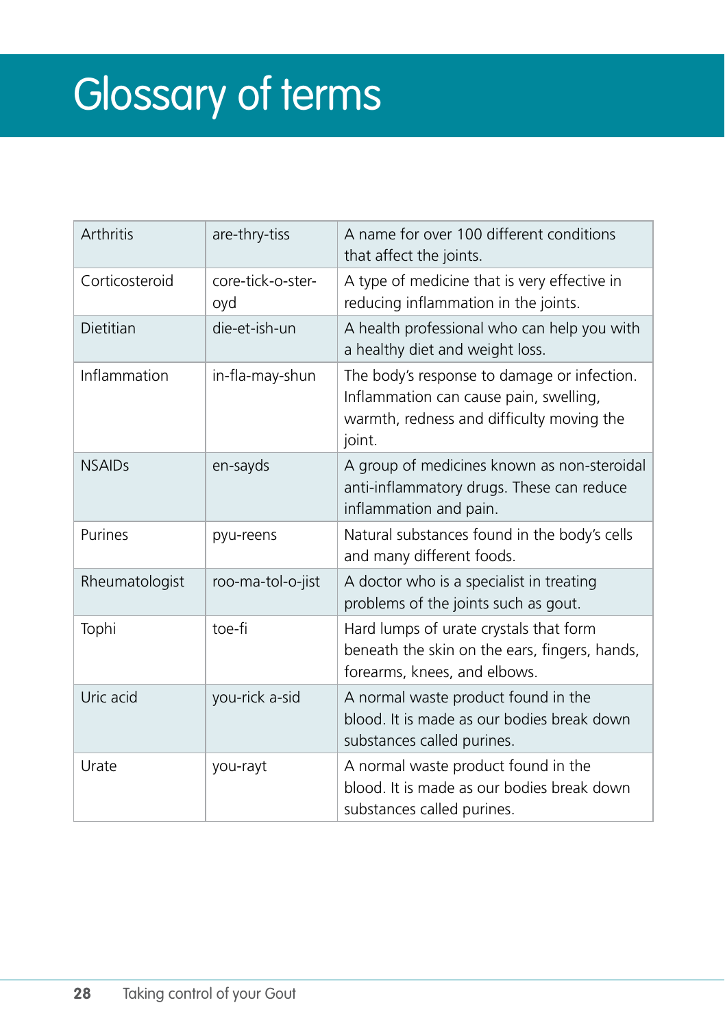# Glossary of terms

| Arthritis | are-thry-tiss | A name for over 100 different conditions that affect the joints. |
|---|---|---|
| Corticosteroid | core-tick-o-ster-oyd | A type of medicine that is very effective in reducing inflammation in the joints. |
| Dietitian | die-et-ish-un | A health professional who can help you with a healthy diet and weight loss. |
| Inflammation | in-fla-may-shun | The body's response to damage or infection. Inflammation can cause pain, swelling, warmth, redness and difficulty moving the joint. |
| NSAIDs | en-sayds | A group of medicines known as non-steroidal anti-inflammatory drugs. These can reduce inflammation and pain. |
| Purines | pyu-reens | Natural substances found in the body's cells and many different foods. |
| Rheumatologist | roo-ma-tol-o-jist | A doctor who is a specialist in treating problems of the joints such as gout. |
| Tophi | toe-fi | Hard lumps of urate crystals that form beneath the skin on the ears, fingers, hands, forearms, knees, and elbows. |
| Uric acid | you-rick a-sid | A normal waste product found in the blood. It is made as our bodies break down substances called purines. |
| Urate | you-rayt | A normal waste product found in the blood. It is made as our bodies break down substances called purines. |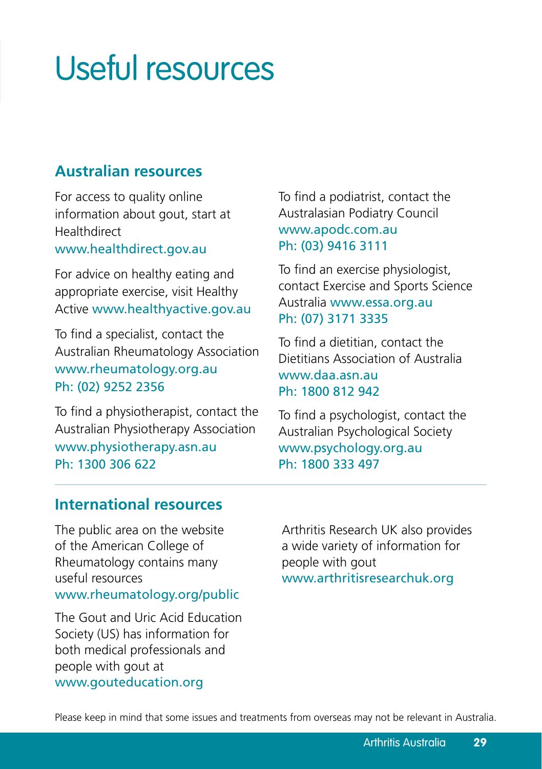# Useful resources

## Australian resources

For access to quality online information about gout, start at Healthdirect
www.healthdirect.gov.au

For advice on healthy eating and appropriate exercise, visit Healthy Active www.healthyactive.gov.au

To find a specialist, contact the Australian Rheumatology Association
www.rheumatology.org.au
Ph: (02) 9252 2356

To find a physiotherapist, contact the Australian Physiotherapy Association
www.physiotherapy.asn.au
Ph: 1300 306 622

To find a podiatrist, contact the Australasian Podiatry Council
www.apodc.com.au
Ph: (03) 9416 3111

To find an exercise physiologist, contact Exercise and Sports Science Australia www.essa.org.au
Ph: (07) 3171 3335

To find a dietitian, contact the Dietitians Association of Australia
www.daa.asn.au
Ph: 1800 812 942

To find a psychologist, contact the Australian Psychological Society
www.psychology.org.au
Ph: 1800 333 497

## International resources

The public area on the website of the American College of Rheumatology contains many useful resources
www.rheumatology.org/public

The Gout and Uric Acid Education Society (US) has information for both medical professionals and people with gout at
www.gouteducation.org

Arthritis Research UK also provides a wide variety of information for people with gout
www.arthritisresearchuk.org

Please keep in mind that some issues and treatments from overseas may not be relevant in Australia.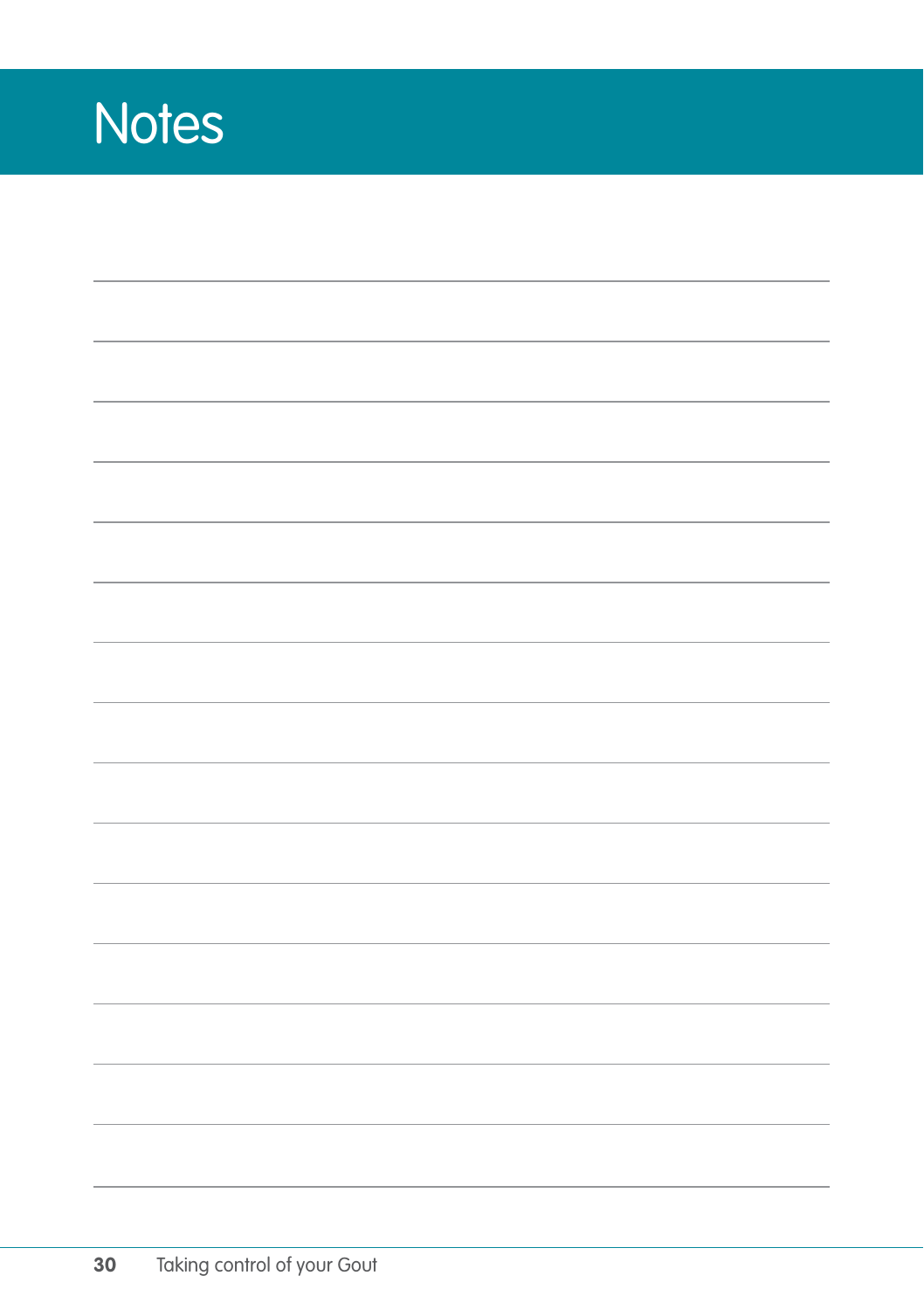# Notes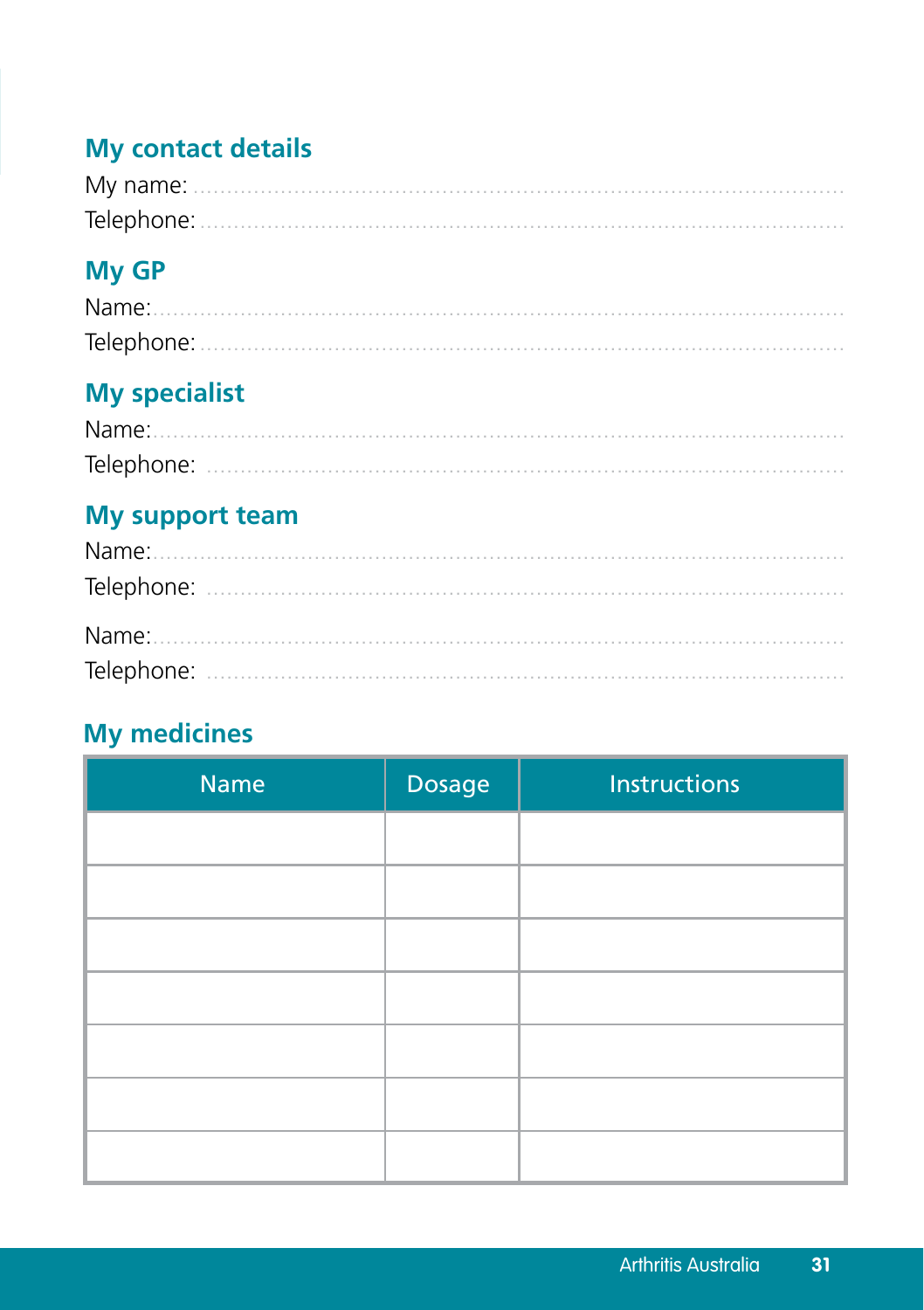## My contact details

My name: ..........................................................................................

Telephone: ..........................................................................................

## My GP

Name: ..........................................................................................

Telephone: ..........................................................................................

## My specialist

Name: ..........................................................................................

Telephone: ..........................................................................................

## My support team

Name: ..........................................................................................

Telephone: ..........................................................................................

Name: ..........................................................................................

Telephone: ..........................................................................................

## My medicines

| Name | Dosage | Instructions |
|---|---|---|
| | | |
| | | |
| | | |
| | | |
| | | |
| | | |
| | | |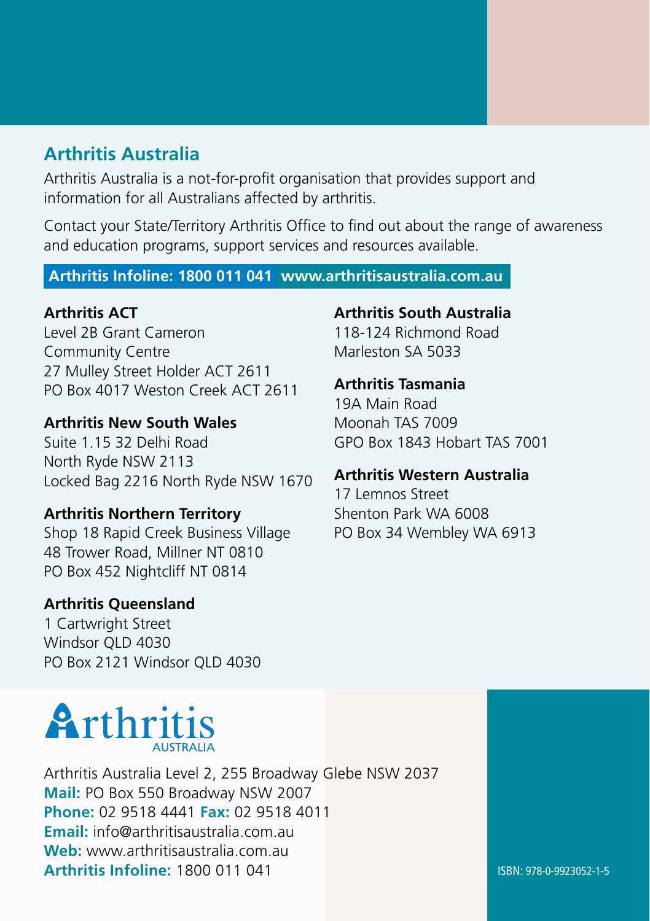## Arthritis Australia

Arthritis Australia is a not-for-profit organisation that provides support and information for all Australians affected by arthritis.

Contact your State/Territory Arthritis Office to find out about the range of awareness and education programs, support services and resources available.

**Arthritis Infoline: 1800 011 041 www.arthritisaustralia.com.au**

**Arthritis ACT**
Level 2B Grant Cameron
Community Centre
27 Mulley Street Holder ACT 2611
PO Box 4017 Weston Creek ACT 2611

**Arthritis New South Wales**
Suite 1.15 32 Delhi Road
North Ryde NSW 2113
Locked Bag 2216 North Ryde NSW 1670

**Arthritis Northern Territory**
Shop 18 Rapid Creek Business Village
48 Trower Road, Millner NT 0810
PO Box 452 Nightcliff NT 0814

**Arthritis Queensland**
1 Cartwright Street
Windsor QLD 4030
PO Box 2121 Windsor QLD 4030

**Arthritis South Australia**
118-124 Richmond Road
Marleston SA 5033

**Arthritis Tasmania**
19A Main Road
Moonah TAS 7009
GPO Box 1843 Hobart TAS 7001

**Arthritis Western Australia**
17 Lemnos Street
Shenton Park WA 6008
PO Box 34 Wembley WA 6913

Arthritis
AUSTRALIA

Arthritis Australia Level 2, 255 Broadway Glebe NSW 2037
**Mail:** PO Box 550 Broadway NSW 2007
**Phone:** 02 9518 4441 **Fax:** 02 9518 4011
**Email:** info@arthritisaustralia.com.au
**Web:** www.arthritisaustralia.com.au
**Arthritis Infoline:** 1800 011 041

ISBN: 978-0-9923052-1-5